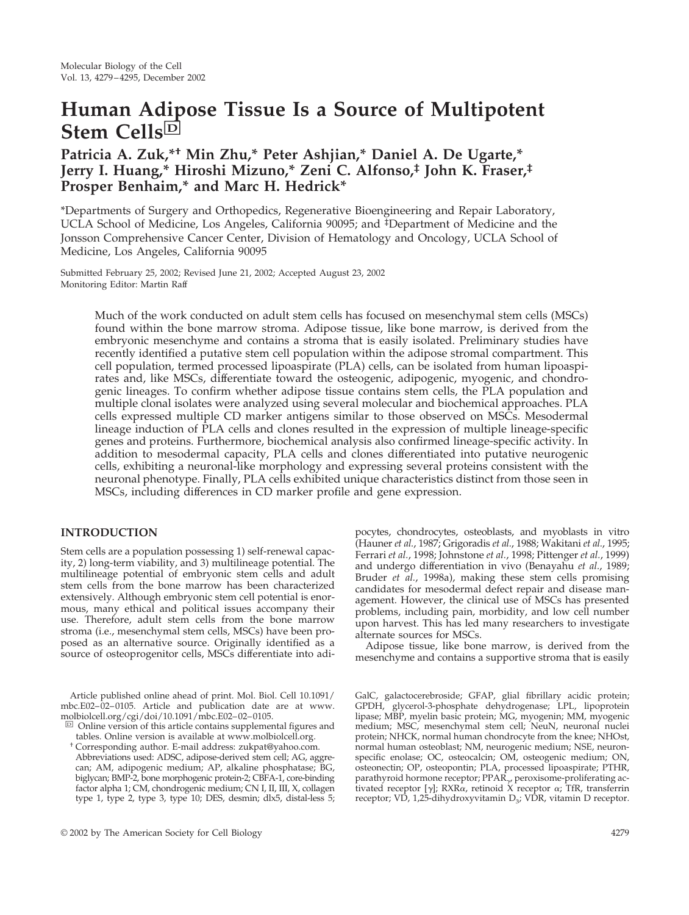# Human Adipose Tissue Is a Source of Multipotent Stem Cells

**Patricia A. Zuk,*† Min Zhu,* Peter Ashjian,* Daniel A. De Ugarte,* Jerry I. Huang,* Hiroshi Mizuno,* Zeni C. Alfonso,‡ John K. Fraser,‡ Prosper Benhaim,* and Marc H. Hedrick***

*Departments of Surgery and Orthopedics, Regenerative Bioengineering and Repair Laboratory, UCLA School of Medicine, Los Angeles, California 90095; and ‡Department of Medicine and the Jonsson Comprehensive Cancer Center, Division of Hematology and Oncology, UCLA School of Medicine, Los Angeles, California 90095

Submitted February 25, 2002; Revised June 21, 2002; Accepted August 23, 2002
Monitoring Editor: Martin Raff

Much of the work conducted on adult stem cells has focused on mesenchymal stem cells (MSCs) found within the bone marrow stroma. Adipose tissue, like bone marrow, is derived from the embryonic mesenchyme and contains a stroma that is easily isolated. Preliminary studies have recently identified a putative stem cell population within the adipose stromal compartment. This cell population, termed processed lipoaspirate (PLA) cells, can be isolated from human lipoaspirates and, like MSCs, differentiate toward the osteogenic, adipogenic, myogenic, and chondrogenic lineages. To confirm whether adipose tissue contains stem cells, the PLA population and multiple clonal isolates were analyzed using several molecular and biochemical approaches. PLA cells expressed multiple CD marker antigens similar to those observed on MSCs. Mesodermal lineage induction of PLA cells and clones resulted in the expression of multiple lineage-specific genes and proteins. Furthermore, biochemical analysis also confirmed lineage-specific activity. In addition to mesodermal capacity, PLA cells and clones differentiated into putative neurogenic cells, exhibiting a neuronal-like morphology and expressing several proteins consistent with the neuronal phenotype. Finally, PLA cells exhibited unique characteristics distinct from those seen in MSCs, including differences in CD marker profile and gene expression.

## INTRODUCTION

Stem cells are a population possessing 1) self-renewal capacity, 2) long-term viability, and 3) multilineage potential. The multilineage potential of embryonic stem cells and adult stem cells from the bone marrow has been characterized extensively. Although embryonic stem cell potential is enormous, many ethical and political issues accompany their use. Therefore, adult stem cells from the bone marrow stroma (i.e., mesenchymal stem cells, MSCs) have been proposed as an alternative source. Originally identified as a source of osteoprogenitor cells, MSCs differentiate into adipocytes, chondrocytes, osteoblasts, and myoblasts in vitro (Hauner *et al.*, 1987; Grigoradis *et al.*, 1988; Wakitani *et al.*, 1995; Ferrari *et al.*, 1998; Johnstone *et al.*, 1998; Pittenger *et al.*, 1999) and undergo differentiation in vivo (Benayahu *et al.*, 1989; Bruder *et al.*, 1998a), making these stem cells promising candidates for mesodermal defect repair and disease management. However, the clinical use of MSCs has presented problems, including pain, morbidity, and low cell number upon harvest. This has led many researchers to investigate alternate sources for MSCs.

Adipose tissue, like bone marrow, is derived from the mesenchyme and contains a supportive stroma that is easily

Article published online ahead of print. Mol. Biol. Cell 10.1091/mbc.E02–02–0105. Article and publication date are at www.molbiolcell.org/cgi/doi/10.1091/mbc.E02–02–0105.

Online version of this article contains supplemental figures and tables. Online version is available at www.molbiolcell.org.

† Corresponding author. E-mail address: zukpat@yahoo.com.

Abbreviations used: ADSC, adipose-derived stem cell; AG, aggrecan; AM, adipogenic medium; AP, alkaline phosphatase; BG, biglycan; BMP-2, bone morphogenic protein-2; CBFA-1, core-binding factor alpha 1; CM, chondrogenic medium; CN I, II, III, X, collagen type 1, type 2, type 3, type 10; DES, desmin; dlx5, distal-less 5; GalC, galactocerebroside; GFAP, glial fibrillary acidic protein; GPDH, glycerol-3-phosphate dehydrogenase; LPL, lipoprotein lipase; MBP, myelin basic protein; MG, myogenin; MM, myogenic medium; MSC, mesenchymal stem cell; NeuN, neuronal nuclei protein; NHCK, normal human chondrocyte from the knee; NHOst, normal human osteoblast; NM, neurogenic medium; NSE, neuron-specific enolase; OC, osteocalcin; OM, osteogenic medium; ON, osteonectin; OP, osteopontin; PLA, processed lipoaspirate; PTHR, parathyroid hormone receptor; PPAR$_\gamma$, peroxisome-proliferating activated receptor [$\gamma$]; RXR$\alpha$, retinoid X receptor $\alpha$; TfR, transferrin receptor; VD, 1,25-dihydroxyvitamin $D_3$; VDR, vitamin D receptor.

© 2002 by The American Society for Cell Biology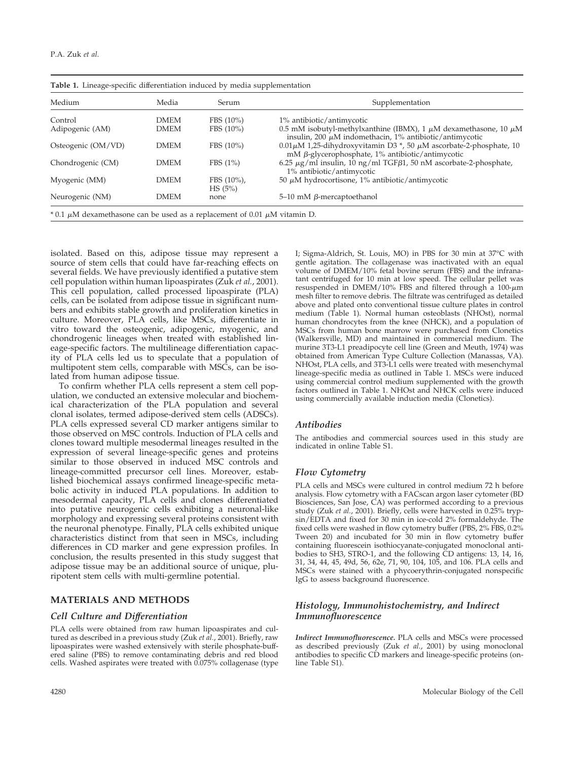**Table 1.** Lineage-specific differentiation induced by media supplementation

| Medium | Media | Serum | Supplementation |
|---|---|---|---|
| Control | DMEM | FBS (10%) | 1% antibiotic/antimycotic |
| Adipogenic (AM) | DMEM | FBS (10%) | 0.5 mM isobutyl-methylxanthine (IBMX), 1 $\mu$M dexamethasone, 10 $\mu$M insulin, 200 $\mu$M indomethacin, 1% antibiotic/antimycotic |
| Osteogenic (OM/VD) | DMEM | FBS (10%) | 0.01$\mu$M 1,25-dihydroxyvitamin D3 *, 50 $\mu$M ascorbate-2-phosphate, 10 mM $\beta$-glycerophosphate, 1% antibiotic/antimycotic |
| Chondrogenic (CM) | DMEM | FBS (1%) | 6.25 $\mu$g/ml insulin, 10 ng/ml TGF$\beta$1, 50 nM ascorbate-2-phosphate, 1% antibiotic/antimycotic |
| Myogenic (MM) | DMEM | FBS (10%), HS (5%) | 50 $\mu$M hydrocortisone, 1% antibiotic/antimycotic |
| Neurogenic (NM) | DMEM | none | 5–10 mM $\beta$-mercaptoethanol |

* 0.1 $\mu$M dexamethasone can be used as a replacement of 0.01 $\mu$M vitamin D.

isolated. Based on this, adipose tissue may represent a source of stem cells that could have far-reaching effects on several fields. We have previously identified a putative stem cell population within human lipoaspirates (Zuk *et al.*, 2001). This cell population, called processed lipoaspirate (PLA) cells, can be isolated from adipose tissue in significant numbers and exhibits stable growth and proliferation kinetics in culture. Moreover, PLA cells, like MSCs, differentiate in vitro toward the osteogenic, adipogenic, myogenic, and chondrogenic lineages when treated with established lineage-specific factors. The multilineage differentiation capacity of PLA cells led us to speculate that a population of multipotent stem cells, comparable with MSCs, can be isolated from human adipose tissue.

To confirm whether PLA cells represent a stem cell population, we conducted an extensive molecular and biochemical characterization of the PLA population and several clonal isolates, termed adipose-derived stem cells (ADSCs). PLA cells expressed several CD marker antigens similar to those observed on MSC controls. Induction of PLA cells and clones toward multiple mesodermal lineages resulted in the expression of several lineage-specific genes and proteins similar to those observed in induced MSC controls and lineage-committed precursor cell lines. Moreover, established biochemical assays confirmed lineage-specific metabolic activity in induced PLA populations. In addition to mesodermal capacity, PLA cells and clones differentiated into putative neurogenic cells exhibiting a neuronal-like morphology and expressing several proteins consistent with the neuronal phenotype. Finally, PLA cells exhibited unique characteristics distinct from that seen in MSCs, including differences in CD marker and gene expression profiles. In conclusion, the results presented in this study suggest that adipose tissue may be an additional source of unique, pluripotent stem cells with multi-germline potential.

## MATERIALS AND METHODS

### Cell Culture and Differentiation

PLA cells were obtained from raw human lipoaspirates and cultured as described in a previous study (Zuk *et al.*, 2001). Briefly, raw lipoaspirates were washed extensively with sterile phosphate-buffered saline (PBS) to remove contaminating debris and red blood cells. Washed aspirates were treated with 0.075% collagenase (type I; Sigma-Aldrich, St. Louis, MO) in PBS for 30 min at 37°C with gentle agitation. The collagenase was inactivated with an equal volume of DMEM/10% fetal bovine serum (FBS) and the infranatant centrifuged for 10 min at low speed. The cellular pellet was resuspended in DMEM/10% FBS and filtered through a 100-$\mu$m mesh filter to remove debris. The filtrate was centrifuged as detailed above and plated onto conventional tissue culture plates in control medium (Table 1). Normal human osteoblasts (NHOst), normal human chondrocytes from the knee (NHCK), and a population of MSCs from human bone marrow were purchased from Clonetics (Walkersville, MD) and maintained in commercial medium. The murine 3T3-L1 preadipocyte cell line (Green and Meuth, 1974) was obtained from American Type Culture Collection (Manassas, VA). NHOst, PLA cells, and 3T3-L1 cells were treated with mesenchymal lineage-specific media as outlined in Table 1. MSCs were induced using commercial control medium supplemented with the growth factors outlined in Table 1. NHOst and NHCK cells were induced using commercially available induction media (Clonetics).

### Antibodies

The antibodies and commercial sources used in this study are indicated in online Table S1.

### Flow Cytometry

PLA cells and MSCs were cultured in control medium 72 h before analysis. Flow cytometry with a FACscan argon laser cytometer (BD Biosciences, San Jose, CA) was performed according to a previous study (Zuk *et al.*, 2001). Briefly, cells were harvested in 0.25% trypsin/EDTA and fixed for 30 min in ice-cold 2% formaldehyde. The fixed cells were washed in flow cytometry buffer (PBS, 2% FBS, 0.2% Tween 20) and incubated for 30 min in flow cytometry buffer containing fluorescein isothiocyanate-conjugated monoclonal antibodies to SH3, STRO-1, and the following CD antigens: 13, 14, 16, 31, 34, 44, 45, 49d, 56, 62e, 71, 90, 104, 105, and 106. PLA cells and MSCs were stained with a phycoerythrin-conjugated nonspecific IgG to assess background fluorescence.

### Histology, Immunohistochemistry, and Indirect Immunofluorescence

***Indirect Immunofluorescence.*** PLA cells and MSCs were processed as described previously (Zuk *et al.*, 2001) by using monoclonal antibodies to specific CD markers and lineage-specific proteins (online Table S1).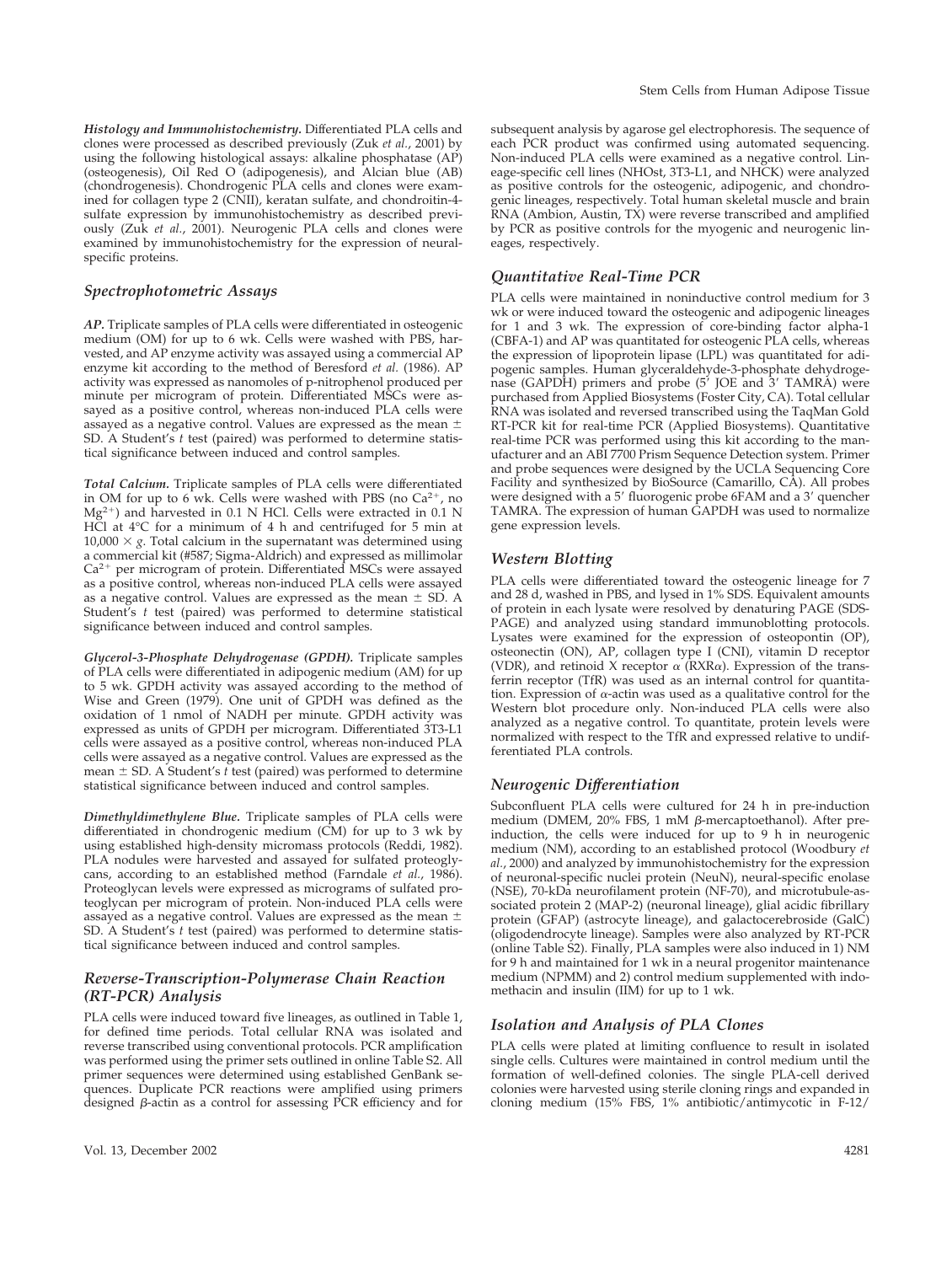*Histology and Immunohistochemistry.* Differentiated PLA cells and clones were processed as described previously (Zuk *et al.*, 2001) by using the following histological assays: alkaline phosphatase (AP) (osteogenesis), Oil Red O (adipogenesis), and Alcian blue (AB) (chondrogenesis). Chondrogenic PLA cells and clones were examined for collagen type 2 (CNII), keratan sulfate, and chondroitin-4-sulfate expression by immunohistochemistry as described previously (Zuk *et al.*, 2001). Neurogenic PLA cells and clones were examined by immunohistochemistry for the expression of neural-specific proteins.

### Spectrophotometric Assays

***AP.*** Triplicate samples of PLA cells were differentiated in osteogenic medium (OM) for up to 6 wk. Cells were washed with PBS, harvested, and AP enzyme activity was assayed using a commercial AP enzyme kit according to the method of Beresford *et al.* (1986). AP activity was expressed as nanomoles of p-nitrophenol produced per minute per microgram of protein. Differentiated MSCs were assayed as a positive control, whereas non-induced PLA cells were assayed as a negative control. Values are expressed as the mean ± SD. A Student's *t* test (paired) was performed to determine statistical significance between induced and control samples.

***Total Calcium.*** Triplicate samples of PLA cells were differentiated in OM for up to 6 wk. Cells were washed with PBS (no $Ca^{2+}$, no $Mg^{2+}$) and harvested in 0.1 N HCl. Cells were extracted in 0.1 N HCl at 4°C for a minimum of 4 h and centrifuged for 5 min at $10{,}000 \times g$. Total calcium in the supernatant was determined using a commercial kit (#587; Sigma-Aldrich) and expressed as millimolar $Ca^{2+}$ per microgram of protein. Differentiated MSCs were assayed as a positive control, whereas non-induced PLA cells were assayed as a negative control. Values are expressed as the mean ± SD. A Student's *t* test (paired) was performed to determine statistical significance between induced and control samples.

***Glycerol-3-Phosphate Dehydrogenase (GPDH).*** Triplicate samples of PLA cells were differentiated in adipogenic medium (AM) for up to 5 wk. GPDH activity was assayed according to the method of Wise and Green (1979). One unit of GPDH was defined as the oxidation of 1 nmol of NADH per minute. GPDH activity was expressed as units of GPDH per microgram. Differentiated 3T3-L1 cells were assayed as a positive control, whereas non-induced PLA cells were assayed as a negative control. Values are expressed as the mean ± SD. A Student's *t* test (paired) was performed to determine statistical significance between induced and control samples.

***Dimethyldimethylene Blue.*** Triplicate samples of PLA cells were differentiated in chondrogenic medium (CM) for up to 3 wk by using established high-density micromass protocols (Reddi, 1982). PLA nodules were harvested and assayed for sulfated proteoglycans, according to an established method (Farndale *et al.*, 1986). Proteoglycan levels were expressed as micrograms of sulfated proteoglycan per microgram of protein. Non-induced PLA cells were assayed as a negative control. Values are expressed as the mean ± SD. A Student's *t* test (paired) was performed to determine statistical significance between induced and control samples.

### Reverse-Transcription-Polymerase Chain Reaction (RT-PCR) Analysis

PLA cells were induced toward five lineages, as outlined in Table 1, for defined time periods. Total cellular RNA was isolated and reverse transcribed using conventional protocols. PCR amplification was performed using the primer sets outlined in online Table S2. All primer sequences were determined using established GenBank sequences. Duplicate PCR reactions were amplified using primers designed β-actin as a control for assessing PCR efficiency and for subsequent analysis by agarose gel electrophoresis. The sequence of each PCR product was confirmed using automated sequencing. Non-induced PLA cells were examined as a negative control. Lineage-specific cell lines (NHOst, 3T3-L1, and NHCK) were analyzed as positive controls for the osteogenic, adipogenic, and chondrogenic lineages, respectively. Total human skeletal muscle and brain RNA (Ambion, Austin, TX) were reverse transcribed and amplified by PCR as positive controls for the myogenic and neurogenic lineages, respectively.

### Quantitative Real-Time PCR

PLA cells were maintained in noninductive control medium for 3 wk or were induced toward the osteogenic and adipogenic lineages for 1 and 3 wk. The expression of core-binding factor alpha-1 (CBFA-1) and AP was quantitated for osteogenic PLA cells, whereas the expression of lipoprotein lipase (LPL) was quantitated for adipogenic samples. Human glyceraldehyde-3-phosphate dehydrogenase (GAPDH) primers and probe (5′ JOE and 3′ TAMRA) were purchased from Applied Biosystems (Foster City, CA). Total cellular RNA was isolated and reversed transcribed using the TaqMan Gold RT-PCR kit for real-time PCR (Applied Biosystems). Quantitative real-time PCR was performed using this kit according to the manufacturer and an ABI 7700 Prism Sequence Detection system. Primer and probe sequences were designed by the UCLA Sequencing Core Facility and synthesized by BioSource (Camarillo, CA). All probes were designed with a 5′ fluorogenic probe 6FAM and a 3′ quencher TAMRA. The expression of human GAPDH was used to normalize gene expression levels.

### Western Blotting

PLA cells were differentiated toward the osteogenic lineage for 7 and 28 d, washed in PBS, and lysed in 1% SDS. Equivalent amounts of protein in each lysate were resolved by denaturing PAGE (SDS-PAGE) and analyzed using standard immunoblotting protocols. Lysates were examined for the expression of osteopontin (OP), osteonectin (ON), AP, collagen type I (CNI), vitamin D receptor (VDR), and retinoid X receptor α (RXRα). Expression of the transferrin receptor (TfR) was used as an internal control for quantitation. Expression of α-actin was used as a qualitative control for the Western blot procedure only. Non-induced PLA cells were also analyzed as a negative control. To quantitate, protein levels were normalized with respect to the TfR and expressed relative to undifferentiated PLA controls.

### Neurogenic Differentiation

Subconfluent PLA cells were cultured for 24 h in pre-induction medium (DMEM, 20% FBS, 1 mM β-mercaptoethanol). After pre-induction, the cells were induced for up to 9 h in neurogenic medium (NM), according to an established protocol (Woodbury *et al.*, 2000) and analyzed by immunohistochemistry for the expression of neuronal-specific nuclei protein (NeuN), neural-specific enolase (NSE), 70-kDa neurofilament protein (NF-70), and microtubule-associated protein 2 (MAP-2) (neuronal lineage), glial acidic fibrillary protein (GFAP) (astrocyte lineage), and galactocerebroside (GalC) (oligodendrocyte lineage). Samples were also analyzed by RT-PCR (online Table S2). Finally, PLA samples were also induced in 1) NM for 9 h and maintained for 1 wk in a neural progenitor maintenance medium (NPMM) and 2) control medium supplemented with indomethacin and insulin (IIM) for up to 1 wk.

### Isolation and Analysis of PLA Clones

PLA cells were plated at limiting confluence to result in isolated single cells. Cultures were maintained in control medium until the formation of well-defined colonies. The single PLA-cell derived colonies were harvested using sterile cloning rings and expanded in cloning medium (15% FBS, 1% antibiotic/antimycotic in F-12/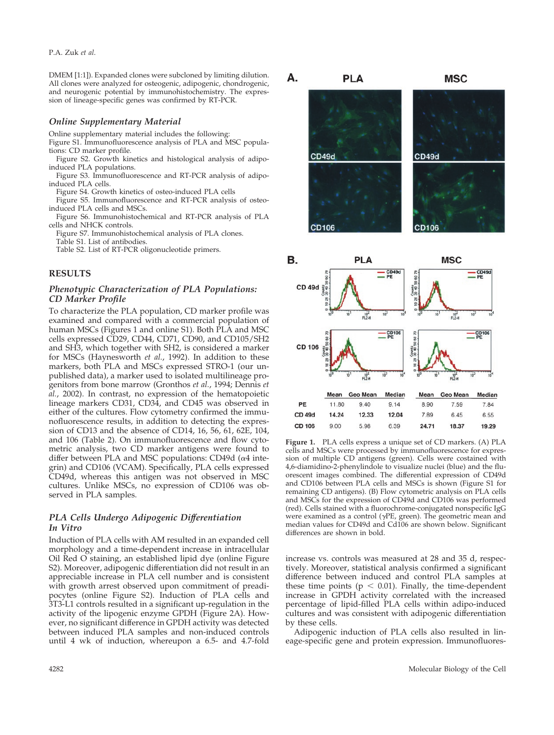DMEM [1:1]). Expanded clones were subcloned by limiting dilution. All clones were analyzed for osteogenic, adipogenic, chondrogenic, and neurogenic potential by immunohistochemistry. The expression of lineage-specific genes was confirmed by RT-PCR.

### *Online Supplementary Material*

Online supplementary material includes the following:

Figure S1. Immunofluorescence analysis of PLA and MSC populations: CD marker profile.

Figure S2. Growth kinetics and histological analysis of adipo-induced PLA populations.

Figure S3. Immunofluorescence and RT-PCR analysis of adipo-induced PLA cells.

Figure S4. Growth kinetics of osteo-induced PLA cells

Figure S5. Immunofluorescence and RT-PCR analysis of osteo-induced PLA cells and MSCs.

Figure S6. Immunohistochemical and RT-PCR analysis of PLA cells and NHCK controls.

Figure S7. Immunohistochemical analysis of PLA clones.

Table S1. List of antibodies.

Table S2. List of RT-PCR oligonucleotide primers.

## RESULTS

### *Phenotypic Characterization of PLA Populations: CD Marker Profile*

To characterize the PLA population, CD marker profile was examined and compared with a commercial population of human MSCs (Figures 1 and online S1). Both PLA and MSC cells expressed CD29, CD44, CD71, CD90, and CD105/SH2 and SH3, which together with SH2, is considered a marker for MSCs (Haynesworth *et al.*, 1992). In addition to these markers, both PLA and MSCs expressed STRO-1 (our unpublished data), a marker used to isolated multilineage progenitors from bone marrow (Gronthos *et al.*, 1994; Dennis *et al.*, 2002). In contrast, no expression of the hematopoietic lineage markers CD31, CD34, and CD45 was observed in either of the cultures. Flow cytometry confirmed the immunofluorescence results, in addition to detecting the expression of CD13 and the absence of CD14, 16, 56, 61, 62E, 104, and 106 (Table 2). On immunofluorescence and flow cytometric analysis, two CD marker antigens were found to differ between PLA and MSC populations: CD49d (α4 integrin) and CD106 (VCAM). Specifically, PLA cells expressed CD49d, whereas this antigen was not observed in MSC cultures. Unlike MSCs, no expression of CD106 was observed in PLA samples.

### *PLA Cells Undergo Adipogenic Differentiation In Vitro*

Induction of PLA cells with AM resulted in an expanded cell morphology and a time-dependent increase in intracellular Oil Red O staining, an established lipid dye (online Figure S2). Moreover, adipogenic differentiation did not result in an appreciable increase in PLA cell number and is consistent with growth arrest observed upon commitment of preadipocytes (online Figure S2). Induction of PLA cells and 3T3-L1 controls resulted in a significant up-regulation in the activity of the lipogenic enzyme GPDH (Figure 2A). However, no significant difference in GPDH activity was detected between induced PLA samples and non-induced controls until 4 wk of induction, whereupon a 6.5- and 4.7-fold increase vs. controls was measured at 28 and 35 d, respectively. Moreover, statistical analysis confirmed a significant difference between induced and control PLA samples at these time points ($p < 0.01$). Finally, the time-dependent increase in GPDH activity correlated with the increased percentage of lipid-filled PLA cells within adipo-induced cultures and was consistent with adipogenic differentiation by these cells.

Adipogenic induction of PLA cells also resulted in lineage-specific gene and protein expression. Immunofluores-

| | PLA Mean | PLA Geo Mean | PLA Median | MSC Mean | MSC Geo Mean | MSC Median |
|---|---|---|---|---|---|---|
| PE | 11.80 | 9.40 | 9.14 | 8.90 | 7.59 | 7.84 |
| CD 49d | **14.24** | **12.33** | **12.04** | 7.89 | 6.45 | 6.55 |
| CD 106 | 9.00 | 5.96 | 6.39 | **24.71** | **18.37** | **19.29** |

**Figure 1.** PLA cells express a unique set of CD markers. (A) PLA cells and MSCs were processed by immunofluorescence for expression of multiple CD antigens (green). Cells were costained with 4,6-diamidino-2-phenylindole to visualize nuclei (blue) and the fluorescent images combined. The differential expression of CD49d and CD106 between PLA cells and MSCs is shown (Figure S1 for remaining CD antigens). (B) Flow cytometric analysis on PLA cells and MSCs for the expression of CD49d and CD106 was performed (red). Cells stained with a fluorochrome-conjugated nonspecific IgG were examined as a control (γPE, green). The geometric mean and median values for CD49d and Cd106 are shown below. Significant differences are shown in bold.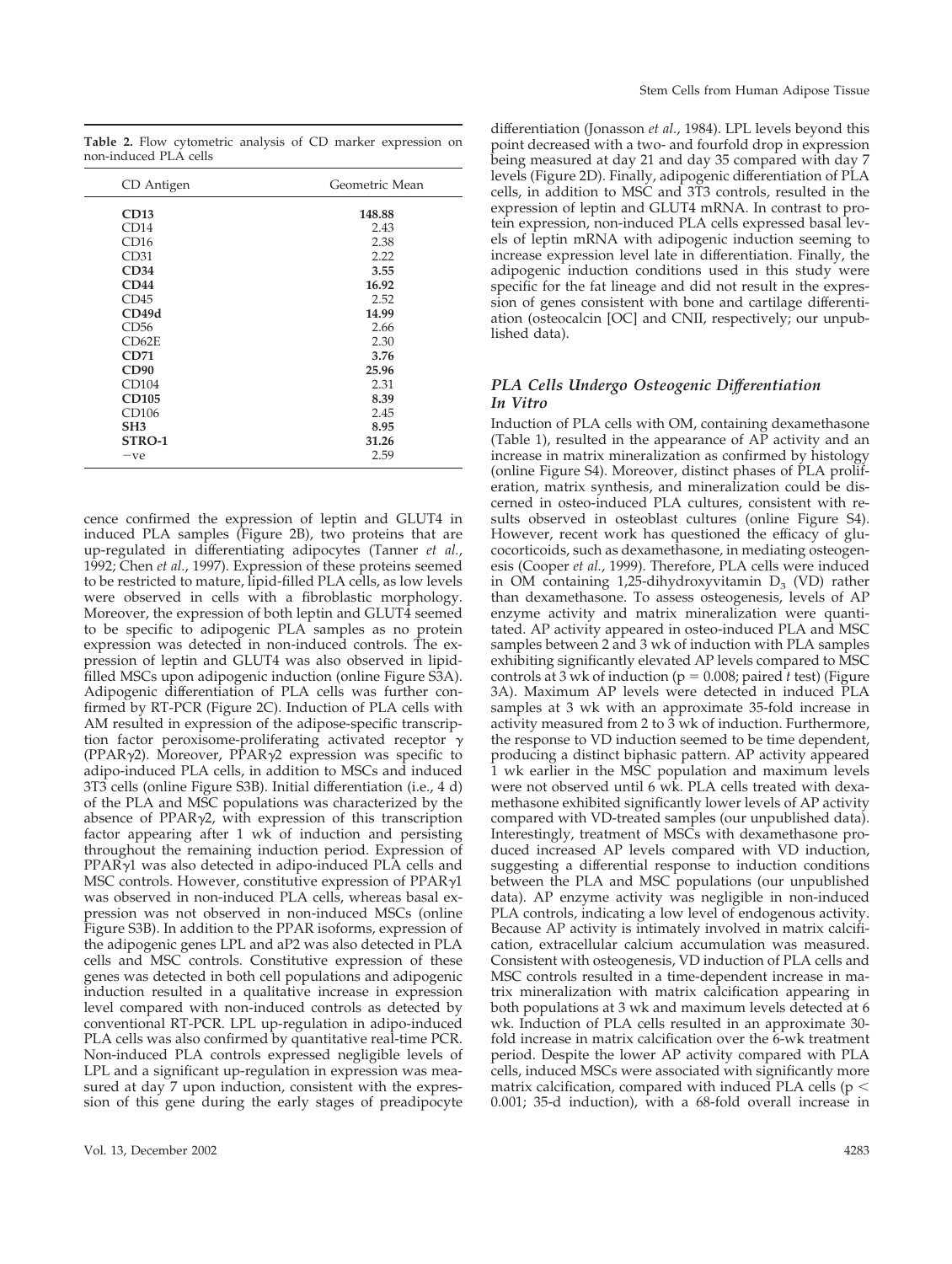**Table 2.** Flow cytometric analysis of CD marker expression on non-induced PLA cells

| CD Antigen | Geometric Mean |
|---|---|
| **CD13** | **148.88** |
| CD14 | 2.43 |
| CD16 | 2.38 |
| CD31 | 2.22 |
| **CD34** | **3.55** |
| **CD44** | **16.92** |
| CD45 | 2.52 |
| **CD49d** | **14.99** |
| CD56 | 2.66 |
| CD62E | 2.30 |
| **CD71** | **3.76** |
| **CD90** | **25.96** |
| CD104 | 2.31 |
| **CD105** | **8.39** |
| CD106 | 2.45 |
| **SH3** | **8.95** |
| **STRO-1** | **31.26** |
| −ve | 2.59 |

cence confirmed the expression of leptin and GLUT4 in induced PLA samples (Figure 2B), two proteins that are up-regulated in differentiating adipocytes (Tanner *et al.*, 1992; Chen *et al.*, 1997). Expression of these proteins seemed to be restricted to mature, lipid-filled PLA cells, as low levels were observed in cells with a fibroblastic morphology. Moreover, the expression of both leptin and GLUT4 seemed to be specific to adipogenic PLA samples as no protein expression was detected in non-induced controls. The expression of leptin and GLUT4 was also observed in lipid-filled MSCs upon adipogenic induction (online Figure S3A). Adipogenic differentiation of PLA cells was further confirmed by RT-PCR (Figure 2C). Induction of PLA cells with AM resulted in expression of the adipose-specific transcription factor peroxisome-proliferating activated receptor γ (PPARγ2). Moreover, PPARγ2 expression was specific to adipo-induced PLA cells, in addition to MSCs and induced 3T3 cells (online Figure S3B). Initial differentiation (i.e., 4 d) of the PLA and MSC populations was characterized by the absence of PPARγ2, with expression of this transcription factor appearing after 1 wk of induction and persisting throughout the remaining induction period. Expression of PPARγ1 was also detected in adipo-induced PLA cells and MSC controls. However, constitutive expression of PPARγ1 was observed in non-induced PLA cells, whereas basal expression was not observed in non-induced MSCs (online Figure S3B). In addition to the PPAR isoforms, expression of the adipogenic genes LPL and aP2 was also detected in PLA cells and MSC controls. Constitutive expression of these genes was detected in both cell populations and adipogenic induction resulted in a qualitative increase in expression level compared with non-induced controls as detected by conventional RT-PCR. LPL up-regulation in adipo-induced PLA cells was also confirmed by quantitative real-time PCR. Non-induced PLA controls expressed negligible levels of LPL and a significant up-regulation in expression was measured at day 7 upon induction, consistent with the expression of this gene during the early stages of preadipocyte differentiation (Jonasson *et al.*, 1984). LPL levels beyond this point decreased with a two- and fourfold drop in expression being measured at day 21 and day 35 compared with day 7 levels (Figure 2D). Finally, adipogenic differentiation of PLA cells, in addition to MSC and 3T3 controls, resulted in the expression of leptin and GLUT4 mRNA. In contrast to protein expression, non-induced PLA cells expressed basal levels of leptin mRNA with adipogenic induction seeming to increase expression level late in differentiation. Finally, the adipogenic induction conditions used in this study were specific for the fat lineage and did not result in the expression of genes consistent with bone and cartilage differentiation (osteocalcin [OC] and CNII, respectively; our unpublished data).

### *PLA Cells Undergo Osteogenic Differentiation In Vitro*

Induction of PLA cells with OM, containing dexamethasone (Table 1), resulted in the appearance of AP activity and an increase in matrix mineralization as confirmed by histology (online Figure S4). Moreover, distinct phases of PLA proliferation, matrix synthesis, and mineralization could be discerned in osteo-induced PLA cultures, consistent with results observed in osteoblast cultures (online Figure S4). However, recent work has questioned the efficacy of glucocorticoids, such as dexamethasone, in mediating osteogenesis (Cooper *et al.*, 1999). Therefore, PLA cells were induced in OM containing 1,25-dihydroxyvitamin $D_3$ (VD) rather than dexamethasone. To assess osteogenesis, levels of AP enzyme activity and matrix mineralization were quantitated. AP activity appeared in osteo-induced PLA and MSC samples between 2 and 3 wk of induction with PLA samples exhibiting significantly elevated AP levels compared to MSC controls at 3 wk of induction ($p = 0.008$; paired *t* test) (Figure 3A). Maximum AP levels were detected in induced PLA samples at 3 wk with an approximate 35-fold increase in activity measured from 2 to 3 wk of induction. Furthermore, the response to VD induction seemed to be time dependent, producing a distinct biphasic pattern. AP activity appeared 1 wk earlier in the MSC population and maximum levels were not observed until 6 wk. PLA cells treated with dexamethasone exhibited significantly lower levels of AP activity compared with VD-treated samples (our unpublished data). Interestingly, treatment of MSCs with dexamethasone produced increased AP levels compared with VD induction, suggesting a differential response to induction conditions between the PLA and MSC populations (our unpublished data). AP enzyme activity was negligible in non-induced PLA controls, indicating a low level of endogenous activity. Because AP activity is intimately involved in matrix calcification, extracellular calcium accumulation was measured. Consistent with osteogenesis, VD induction of PLA cells and MSC controls resulted in a time-dependent increase in matrix mineralization with matrix calcification appearing in both populations at 3 wk and maximum levels detected at 6 wk. Induction of PLA cells resulted in an approximate 30-fold increase in matrix calcification over the 6-wk treatment period. Despite the lower AP activity compared with PLA cells, induced MSCs were associated with significantly more matrix calcification, compared with induced PLA cells ($p < 0.001$; 35-d induction), with a 68-fold overall increase in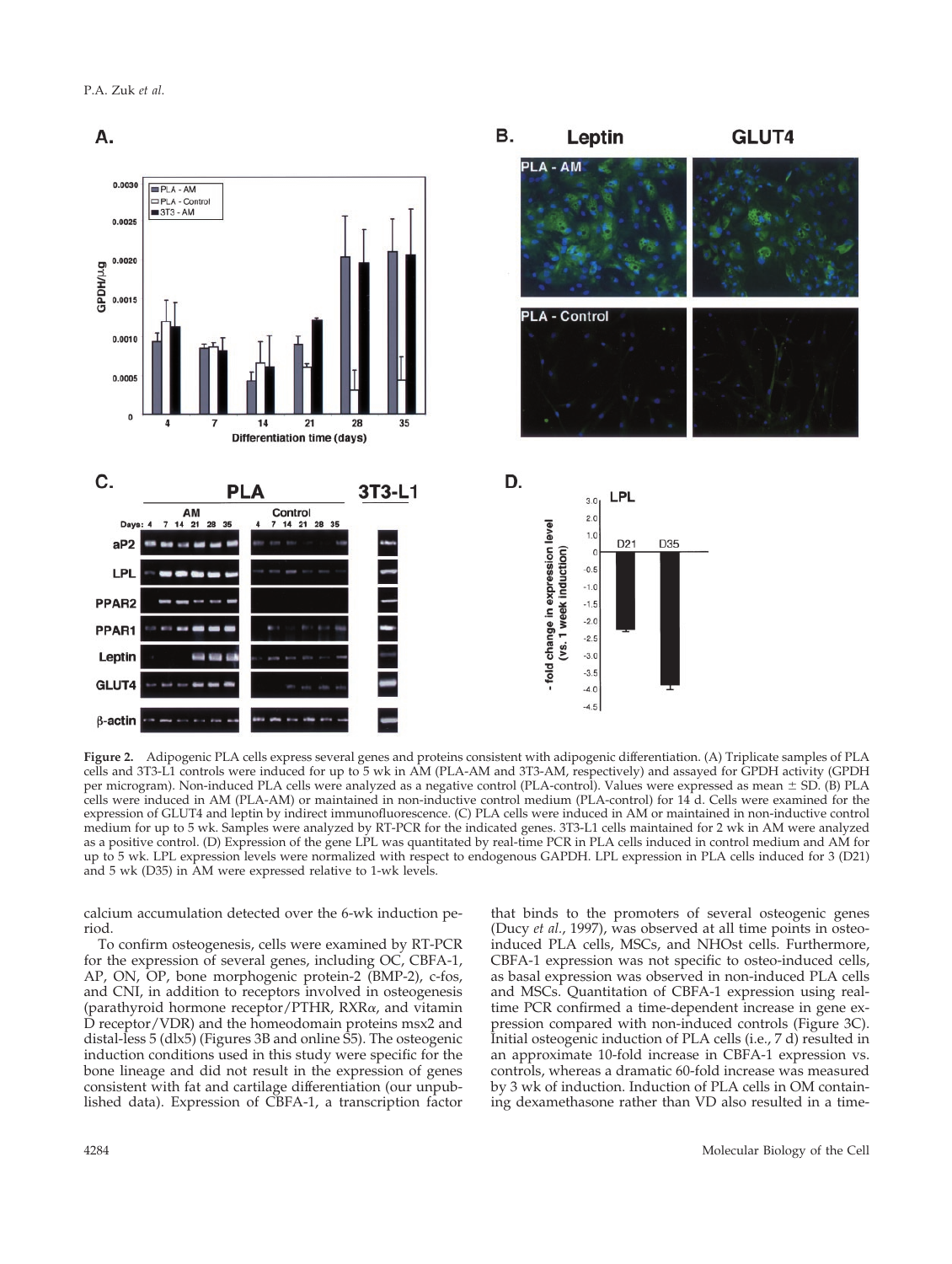**Figure 2.** Adipogenic PLA cells express several genes and proteins consistent with adipogenic differentiation. (A) Triplicate samples of PLA cells and 3T3-L1 controls were induced for up to 5 wk in AM (PLA-AM and 3T3-AM, respectively) and assayed for GPDH activity (GPDH per microgram). Non-induced PLA cells were analyzed as a negative control (PLA-control). Values were expressed as mean ± SD. (B) PLA cells were induced in AM (PLA-AM) or maintained in non-inductive control medium (PLA-control) for 14 d. Cells were examined for the expression of GLUT4 and leptin by indirect immunofluorescence. (C) PLA cells were induced in AM or maintained in non-inductive control medium for up to 5 wk. Samples were analyzed by RT-PCR for the indicated genes. 3T3-L1 cells maintained for 2 wk in AM were analyzed as a positive control. (D) Expression of the gene LPL was quantitated by real-time PCR in PLA cells induced in control medium and AM for up to 5 wk. LPL expression levels were normalized with respect to endogenous GAPDH. LPL expression in PLA cells induced for 3 (D21) and 5 wk (D35) in AM were expressed relative to 1-wk levels.

calcium accumulation detected over the 6-wk induction period.

To confirm osteogenesis, cells were examined by RT-PCR for the expression of several genes, including OC, CBFA-1, AP, ON, OP, bone morphogenic protein-2 (BMP-2), c-fos, and CNI, in addition to receptors involved in osteogenesis (parathyroid hormone receptor/PTHR, RXRα, and vitamin D receptor/VDR) and the homeodomain proteins msx2 and distal-less 5 (dlx5) (Figures 3B and online S5). The osteogenic induction conditions used in this study were specific for the bone lineage and did not result in the expression of genes consistent with fat and cartilage differentiation (our unpublished data). Expression of CBFA-1, a transcription factor that binds to the promoters of several osteogenic genes (Ducy *et al.*, 1997), was observed at all time points in osteo-induced PLA cells, MSCs, and NHOst cells. Furthermore, CBFA-1 expression was not specific to osteo-induced cells, as basal expression was observed in non-induced PLA cells and MSCs. Quantitation of CBFA-1 expression using real-time PCR confirmed a time-dependent increase in gene expression compared with non-induced controls (Figure 3C). Initial osteogenic induction of PLA cells (i.e., 7 d) resulted in an approximate 10-fold increase in CBFA-1 expression vs. controls, whereas a dramatic 60-fold increase was measured by 3 wk of induction. Induction of PLA cells in OM containing dexamethasone rather than VD also resulted in a time-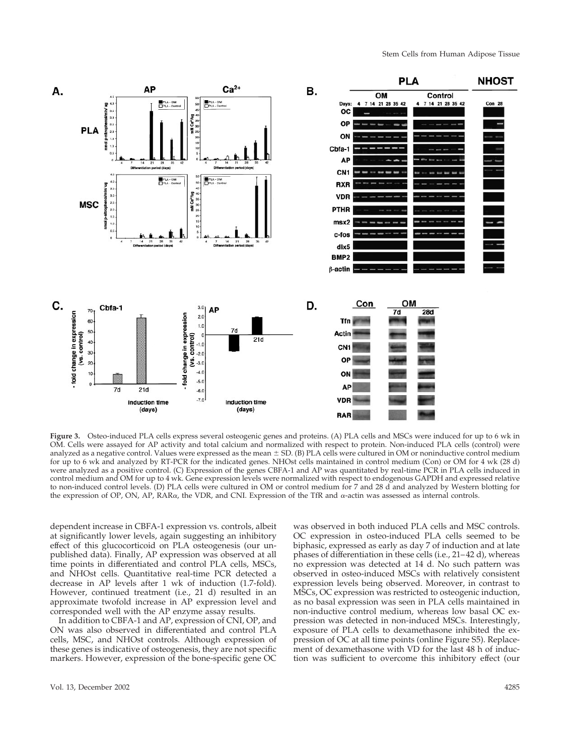**Figure 3.** Osteo-induced PLA cells express several osteogenic genes and proteins. (A) PLA cells and MSCs were induced for up to 6 wk in OM. Cells were assayed for AP activity and total calcium and normalized with respect to protein. Non-induced PLA cells (control) were analyzed as a negative control. Values were expressed as the mean ± SD. (B) PLA cells were cultured in OM or noninductive control medium for up to 6 wk and analyzed by RT-PCR for the indicated genes. NHOst cells maintained in control medium (Con) or OM for 4 wk (28 d) were analyzed as a positive control. (C) Expression of the genes CBFA-1 and AP was quantitated by real-time PCR in PLA cells induced in control medium and OM for up to 4 wk. Gene expression levels were normalized with respect to endogenous GAPDH and expressed relative to non-induced control levels. (D) PLA cells were cultured in OM or control medium for 7 and 28 d and analyzed by Western blotting for the expression of OP, ON, AP, RARα, the VDR, and CNI. Expression of the TfR and α-actin was assessed as internal controls.

dependent increase in CBFA-1 expression vs. controls, albeit at significantly lower levels, again suggesting an inhibitory effect of this glucocorticoid on PLA osteogenesis (our unpublished data). Finally, AP expression was observed at all time points in differentiated and control PLA cells, MSCs, and NHOst cells. Quantitative real-time PCR detected a decrease in AP levels after 1 wk of induction (1.7-fold). However, continued treatment (i.e., 21 d) resulted in an approximate twofold increase in AP expression level and corresponded well with the AP enzyme assay results.

In addition to CBFA-1 and AP, expression of CNI, OP, and ON was also observed in differentiated and control PLA cells, MSC, and NHOst controls. Although expression of these genes is indicative of osteogenesis, they are not specific markers. However, expression of the bone-specific gene OC was observed in both induced PLA cells and MSC controls. OC expression in osteo-induced PLA cells seemed to be biphasic, expressed as early as day 7 of induction and at late phases of differentiation in these cells (i.e., 21–42 d), whereas no expression was detected at 14 d. No such pattern was observed in osteo-induced MSCs with relatively consistent expression levels being observed. Moreover, in contrast to MSCs, OC expression was restricted to osteogenic induction, as no basal expression was seen in PLA cells maintained in non-inductive control medium, whereas low basal OC expression was detected in non-induced MSCs. Interestingly, exposure of PLA cells to dexamethasone inhibited the expression of OC at all time points (online Figure S5). Replacement of dexamethasone with VD for the last 48 h of induction was sufficient to overcome this inhibitory effect (our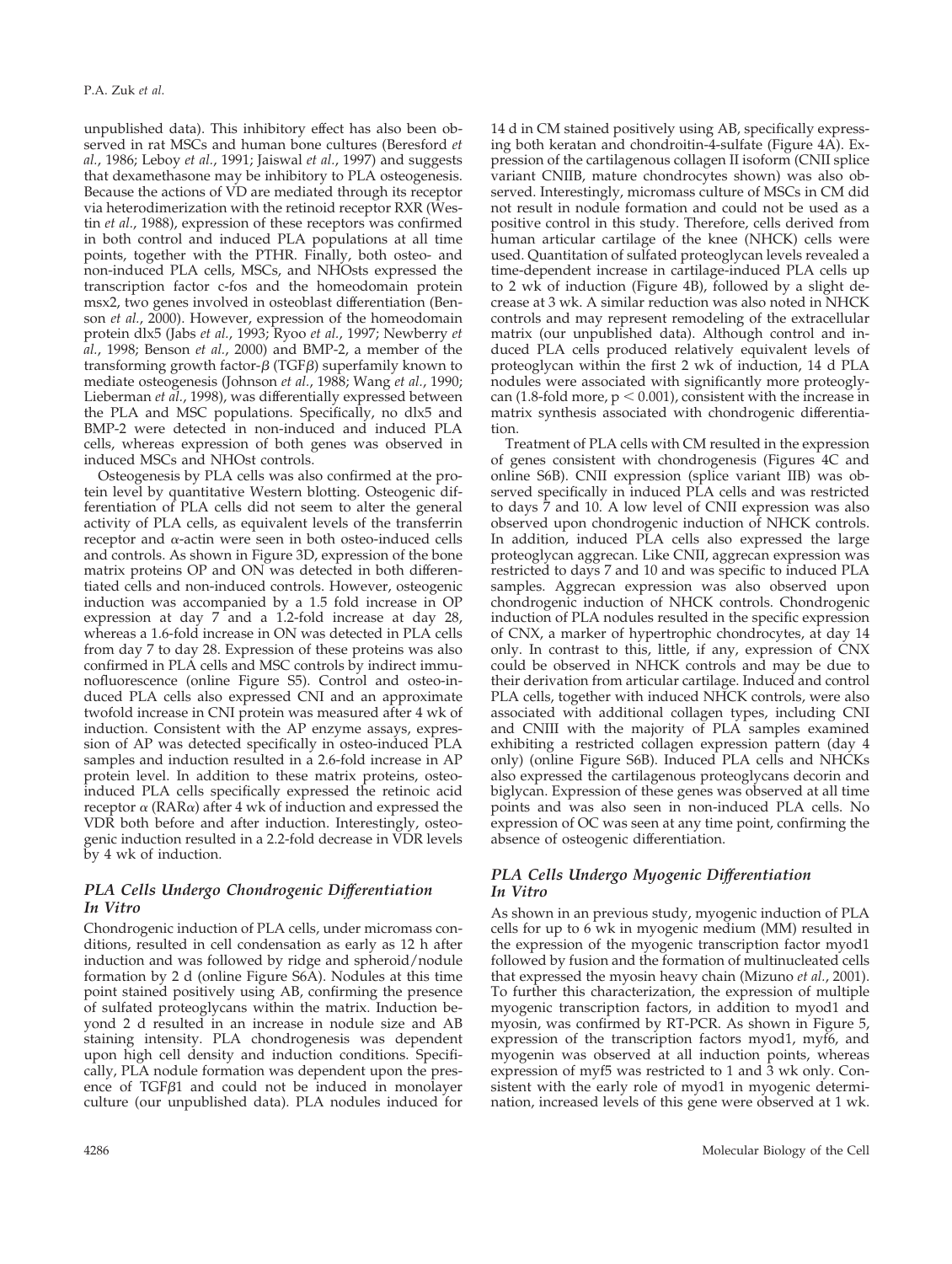unpublished data). This inhibitory effect has also been observed in rat MSCs and human bone cultures (Beresford *et al.*, 1986; Leboy *et al.*, 1991; Jaiswal *et al.*, 1997) and suggests that dexamethasone may be inhibitory to PLA osteogenesis. Because the actions of VD are mediated through its receptor via heterodimerization with the retinoid receptor RXR (Westin *et al.*, 1988), expression of these receptors was confirmed in both control and induced PLA populations at all time points, together with the PTHR. Finally, both osteo- and non-induced PLA cells, MSCs, and NHOsts expressed the transcription factor c-fos and the homeodomain protein msx2, two genes involved in osteoblast differentiation (Benson *et al.*, 2000). However, expression of the homeodomain protein dlx5 (Jabs *et al.*, 1993; Ryoo *et al.*, 1997; Newberry *et al.*, 1998; Benson *et al.*, 2000) and BMP-2, a member of the transforming growth factor-β (TGFβ) superfamily known to mediate osteogenesis (Johnson *et al.*, 1988; Wang *et al.*, 1990; Lieberman *et al.*, 1998), was differentially expressed between the PLA and MSC populations. Specifically, no dlx5 and BMP-2 were detected in non-induced and induced PLA cells, whereas expression of both genes was observed in induced MSCs and NHOst controls.

Osteogenesis by PLA cells was also confirmed at the protein level by quantitative Western blotting. Osteogenic differentiation of PLA cells did not seem to alter the general activity of PLA cells, as equivalent levels of the transferrin receptor and α-actin were seen in both osteo-induced cells and controls. As shown in Figure 3D, expression of the bone matrix proteins OP and ON was detected in both differentiated cells and non-induced controls. However, osteogenic induction was accompanied by a 1.5 fold increase in OP expression at day 7 and a 1.2-fold increase at day 28, whereas a 1.6-fold increase in ON was detected in PLA cells from day 7 to day 28. Expression of these proteins was also confirmed in PLA cells and MSC controls by indirect immunofluorescence (online Figure S5). Control and osteo-induced PLA cells also expressed CNI and an approximate twofold increase in CNI protein was measured after 4 wk of induction. Consistent with the AP enzyme assays, expression of AP was detected specifically in osteo-induced PLA samples and induction resulted in a 2.6-fold increase in AP protein level. In addition to these matrix proteins, osteo-induced PLA cells specifically expressed the retinoic acid receptor α (RARα) after 4 wk of induction and expressed the VDR both before and after induction. Interestingly, osteogenic induction resulted in a 2.2-fold decrease in VDR levels by 4 wk of induction.

### *PLA Cells Undergo Chondrogenic Differentiation In Vitro*

Chondrogenic induction of PLA cells, under micromass conditions, resulted in cell condensation as early as 12 h after induction and was followed by ridge and spheroid/nodule formation by 2 d (online Figure S6A). Nodules at this time point stained positively using AB, confirming the presence of sulfated proteoglycans within the matrix. Induction beyond 2 d resulted in an increase in nodule size and AB staining intensity. PLA chondrogenesis was dependent upon high cell density and induction conditions. Specifically, PLA nodule formation was dependent upon the presence of TGFβ1 and could not be induced in monolayer culture (our unpublished data). PLA nodules induced for 14 d in CM stained positively using AB, specifically expressing both keratan and chondroitin-4-sulfate (Figure 4A). Expression of the cartilagenous collagen II isoform (CNII splice variant CNIIB, mature chondrocytes shown) was also observed. Interestingly, micromass culture of MSCs in CM did not result in nodule formation and could not be used as a positive control in this study. Therefore, cells derived from human articular cartilage of the knee (NHCK) cells were used. Quantitation of sulfated proteoglycan levels revealed a time-dependent increase in cartilage-induced PLA cells up to 2 wk of induction (Figure 4B), followed by a slight decrease at 3 wk. A similar reduction was also noted in NHCK controls and may represent remodeling of the extracellular matrix (our unpublished data). Although control and induced PLA cells produced relatively equivalent levels of proteoglycan within the first 2 wk of induction, 14 d PLA nodules were associated with significantly more proteoglycan (1.8-fold more, $p < 0.001$), consistent with the increase in matrix synthesis associated with chondrogenic differentiation.

Treatment of PLA cells with CM resulted in the expression of genes consistent with chondrogenesis (Figures 4C and online S6B). CNII expression (splice variant IIB) was observed specifically in induced PLA cells and was restricted to days 7 and 10. A low level of CNII expression was also observed upon chondrogenic induction of NHCK controls. In addition, induced PLA cells also expressed the large proteoglycan aggrecan. Like CNII, aggrecan expression was restricted to days 7 and 10 and was specific to induced PLA samples. Aggrecan expression was also observed upon chondrogenic induction of NHCK controls. Chondrogenic induction of PLA nodules resulted in the specific expression of CNX, a marker of hypertrophic chondrocytes, at day 14 only. In contrast to this, little, if any, expression of CNX could be observed in NHCK controls and may be due to their derivation from articular cartilage. Induced and control PLA cells, together with induced NHCK controls, were also associated with additional collagen types, including CNI and CNIII with the majority of PLA samples examined exhibiting a restricted collagen expression pattern (day 4 only) (online Figure S6B). Induced PLA cells and NHCKs also expressed the cartilagenous proteoglycans decorin and biglycan. Expression of these genes was observed at all time points and was also seen in non-induced PLA cells. No expression of OC was seen at any time point, confirming the absence of osteogenic differentiation.

### *PLA Cells Undergo Myogenic Differentiation In Vitro*

As shown in an previous study, myogenic induction of PLA cells for up to 6 wk in myogenic medium (MM) resulted in the expression of the myogenic transcription factor myod1 followed by fusion and the formation of multinucleated cells that expressed the myosin heavy chain (Mizuno *et al.*, 2001). To further this characterization, the expression of multiple myogenic transcription factors, in addition to myod1 and myosin, was confirmed by RT-PCR. As shown in Figure 5, expression of the transcription factors myod1, myf6, and myogenin was observed at all induction points, whereas expression of myf5 was restricted to 1 and 3 wk only. Consistent with the early role of myod1 in myogenic determination, increased levels of this gene were observed at 1 wk.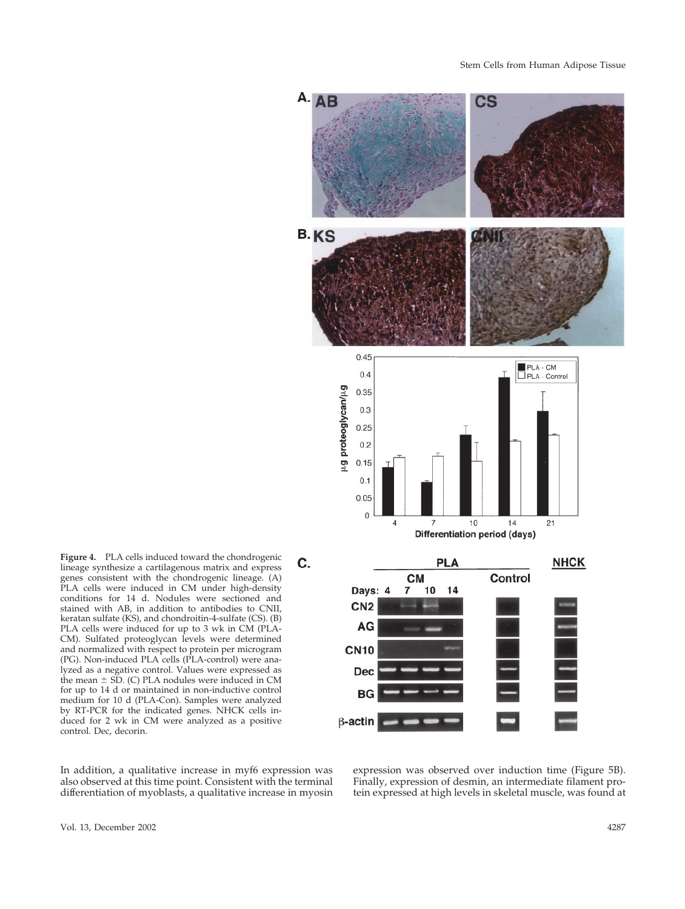**Figure 4.** PLA cells induced toward the chondrogenic lineage synthesize a cartilagenous matrix and express genes consistent with the chondrogenic lineage. (A) PLA cells were induced in CM under high-density conditions for 14 d. Nodules were sectioned and stained with AB, in addition to antibodies to CNII, keratan sulfate (KS), and chondroitin-4-sulfate (CS). (B) PLA cells were induced for up to 3 wk in CM (PLA-CM). Sulfated proteoglycan levels were determined and normalized with respect to protein per microgram (PG). Non-induced PLA cells (PLA-control) were analyzed as a negative control. Values were expressed as the mean ± SD. (C) PLA nodules were induced in CM for up to 14 d or maintained in non-inductive control medium for 10 d (PLA-Con). Samples were analyzed by RT-PCR for the indicated genes. NHCK cells induced for 2 wk in CM were analyzed as a positive control. Dec, decorin.

In addition, a qualitative increase in myf6 expression was also observed at this time point. Consistent with the terminal differentiation of myoblasts, a qualitative increase in myosin expression was observed over induction time (Figure 5B). Finally, expression of desmin, an intermediate filament protein expressed at high levels in skeletal muscle, was found at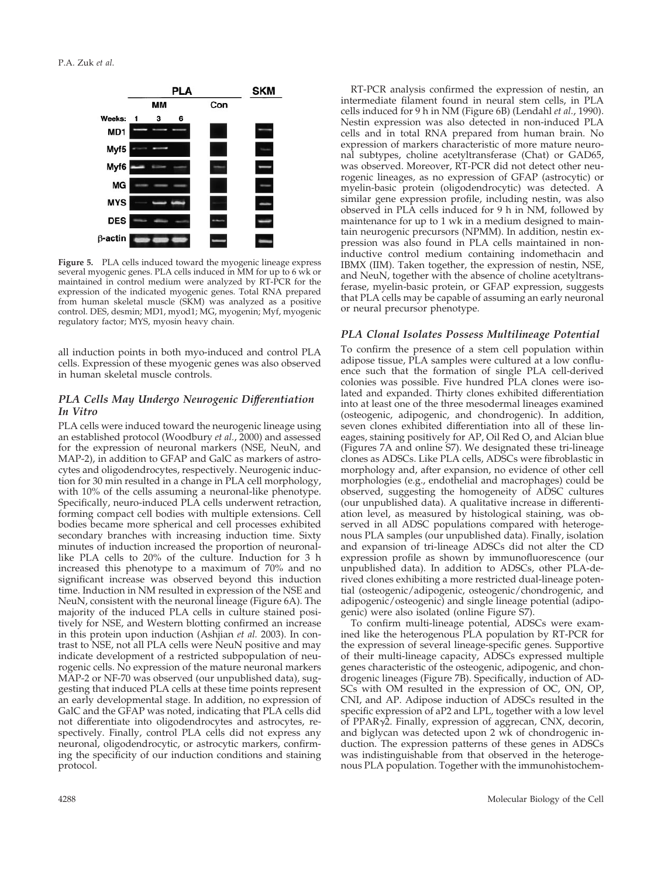Figure 5. PLA cells induced toward the myogenic lineage express several myogenic genes. PLA cells induced in MM for up to 6 wk or maintained in control medium were analyzed by RT-PCR for the expression of the indicated myogenic genes. Total RNA prepared from human skeletal muscle (SKM) was analyzed as a positive control. DES, desmin; MD1, myod1; MG, myogenin; Myf, myogenic regulatory factor; MYS, myosin heavy chain.

all induction points in both myo-induced and control PLA cells. Expression of these myogenic genes was also observed in human skeletal muscle controls.

### *PLA Cells May Undergo Neurogenic Differentiation In Vitro*

PLA cells were induced toward the neurogenic lineage using an established protocol (Woodbury *et al.*, 2000) and assessed for the expression of neuronal markers (NSE, NeuN, and MAP-2), in addition to GFAP and GalC as markers of astrocytes and oligodendrocytes, respectively. Neurogenic induction for 30 min resulted in a change in PLA cell morphology, with 10% of the cells assuming a neuronal-like phenotype. Specifically, neuro-induced PLA cells underwent retraction, forming compact cell bodies with multiple extensions. Cell bodies became more spherical and cell processes exhibited secondary branches with increasing induction time. Sixty minutes of induction increased the proportion of neuronal-like PLA cells to 20% of the culture. Induction for 3 h increased this phenotype to a maximum of 70% and no significant increase was observed beyond this induction time. Induction in NM resulted in expression of the NSE and NeuN, consistent with the neuronal lineage (Figure 6A). The majority of the induced PLA cells in culture stained positively for NSE, and Western blotting confirmed an increase in this protein upon induction (Ashjian *et al.* 2003). In contrast to NSE, not all PLA cells were NeuN positive and may indicate development of a restricted subpopulation of neurogenic cells. No expression of the mature neuronal markers MAP-2 or NF-70 was observed (our unpublished data), suggesting that induced PLA cells at these time points represent an early developmental stage. In addition, no expression of GalC and the GFAP was noted, indicating that PLA cells did not differentiate into oligodendrocytes and astrocytes, respectively. Finally, control PLA cells did not express any neuronal, oligodendrocytic, or astrocytic markers, confirming the specificity of our induction conditions and staining protocol.

RT-PCR analysis confirmed the expression of nestin, an intermediate filament found in neural stem cells, in PLA cells induced for 9 h in NM (Figure 6B) (Lendahl *et al.*, 1990). Nestin expression was also detected in non-induced PLA cells and in total RNA prepared from human brain. No expression of markers characteristic of more mature neuronal subtypes, choline acetyltransferase (Chat) or GAD65, was observed. Moreover, RT-PCR did not detect other neurogenic lineages, as no expression of GFAP (astrocytic) or myelin-basic protein (oligodendrocytic) was detected. A similar gene expression profile, including nestin, was also observed in PLA cells induced for 9 h in NM, followed by maintenance for up to 1 wk in a medium designed to maintain neurogenic precursors (NPMM). In addition, nestin expression was also found in PLA cells maintained in non-inductive control medium containing indomethacin and IBMX (IIM). Taken together, the expression of nestin, NSE, and NeuN, together with the absence of choline acetyltransferase, myelin-basic protein, or GFAP expression, suggests that PLA cells may be capable of assuming an early neuronal or neural precursor phenotype.

### *PLA Clonal Isolates Possess Multilineage Potential*

To confirm the presence of a stem cell population within adipose tissue, PLA samples were cultured at a low confluence such that the formation of single PLA cell-derived colonies was possible. Five hundred PLA clones were isolated and expanded. Thirty clones exhibited differentiation into at least one of the three mesodermal lineages examined (osteogenic, adipogenic, and chondrogenic). In addition, seven clones exhibited differentiation into all of these lineages, staining positively for AP, Oil Red O, and Alcian blue (Figures 7A and online S7). We designated these tri-lineage clones as ADSCs. Like PLA cells, ADSCs were fibroblastic in morphology and, after expansion, no evidence of other cell morphologies (e.g., endothelial and macrophages) could be observed, suggesting the homogeneity of ADSC cultures (our unpublished data). A qualitative increase in differentiation level, as measured by histological staining, was observed in all ADSC populations compared with heterogenous PLA samples (our unpublished data). Finally, isolation and expansion of tri-lineage ADSCs did not alter the CD expression profile as shown by immunofluorescence (our unpublished data). In addition to ADSCs, other PLA-derived clones exhibiting a more restricted dual-lineage potential (osteogenic/adipogenic, osteogenic/chondrogenic, and adipogenic/osteogenic) and single lineage potential (adipogenic) were also isolated (online Figure S7).

To confirm multi-lineage potential, ADSCs were examined like the heterogenous PLA population by RT-PCR for the expression of several lineage-specific genes. Supportive of their multi-lineage capacity, ADSCs expressed multiple genes characteristic of the osteogenic, adipogenic, and chondrogenic lineages (Figure 7B). Specifically, induction of ADSCs with OM resulted in the expression of OC, ON, OP, CNI, and AP. Adipose induction of ADSCs resulted in the specific expression of aP2 and LPL, together with a low level of PPAR$\gamma$2. Finally, expression of aggrecan, CNX, decorin, and biglycan was detected upon 2 wk of chondrogenic induction. The expression patterns of these genes in ADSCs was indistinguishable from that observed in the heterogenous PLA population. Together with the immunohistochem-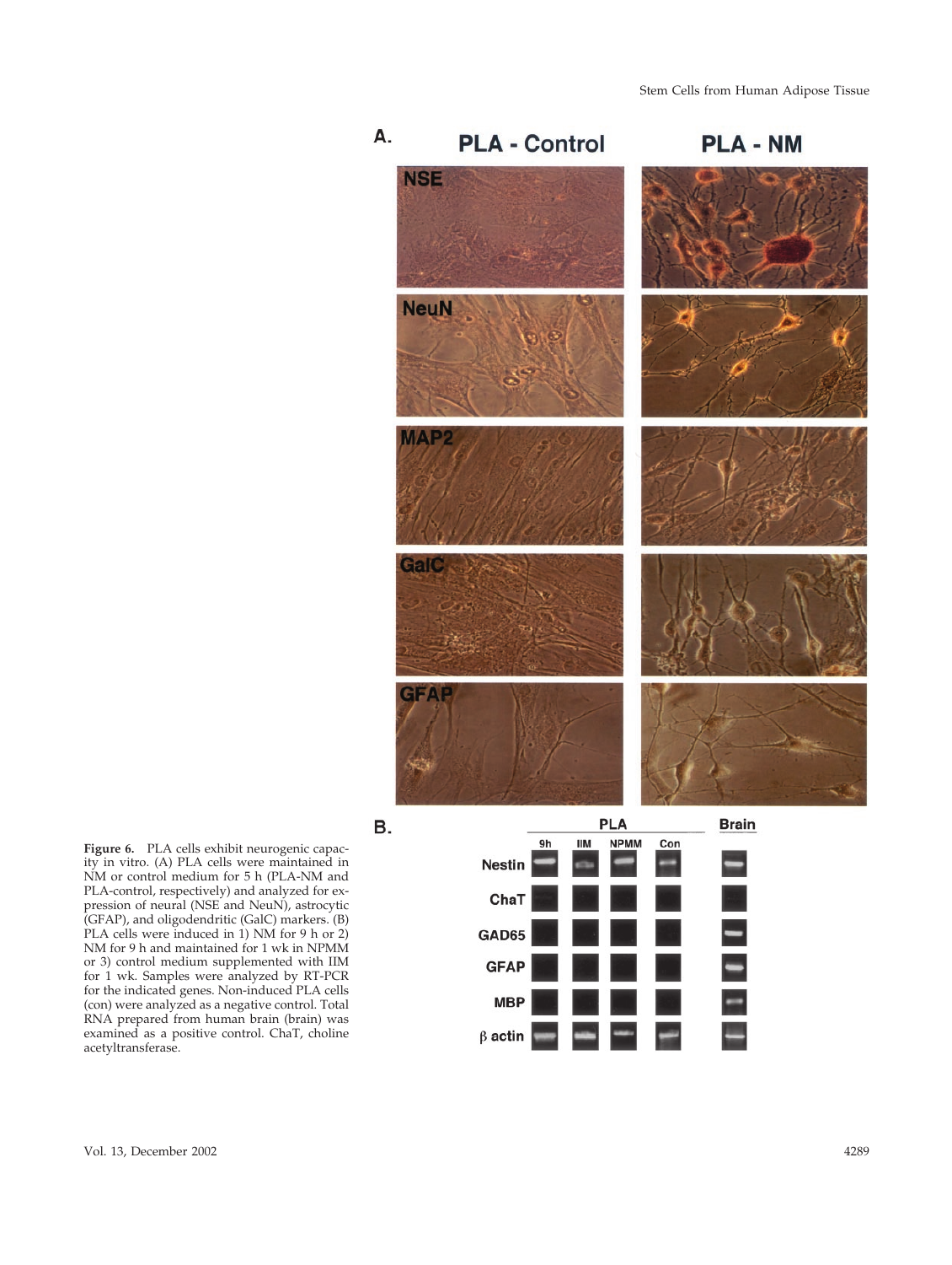**Figure 6.** PLA cells exhibit neurogenic capacity in vitro. (A) PLA cells were maintained in NM or control medium for 5 h (PLA-NM and PLA-control, respectively) and analyzed for expression of neural (NSE and NeuN), astrocytic (GFAP), and oligodendritic (GalC) markers. (B) PLA cells were induced in 1) NM for 9 h or 2) NM for 9 h and maintained for 1 wk in NPMM or 3) control medium supplemented with IIM for 1 wk. Samples were analyzed by RT-PCR for the indicated genes. Non-induced PLA cells (con) were analyzed as a negative control. Total RNA prepared from human brain (brain) was examined as a positive control. ChaT, choline acetyltransferase.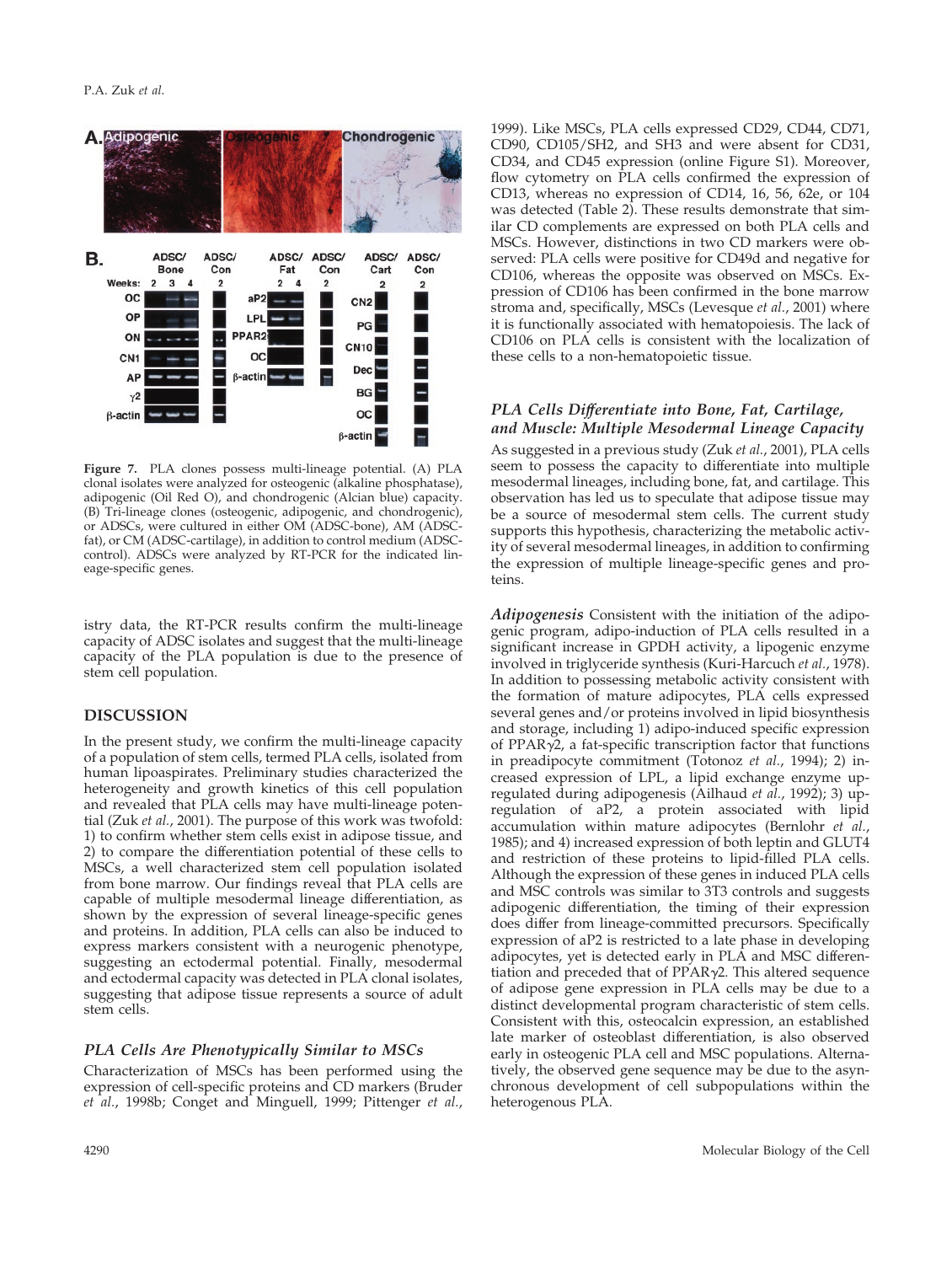Figure 7. PLA clones possess multi-lineage potential. (A) PLA clonal isolates were analyzed for osteogenic (alkaline phosphatase), adipogenic (Oil Red O), and chondrogenic (Alcian blue) capacity. (B) Tri-lineage clones (osteogenic, adipogenic, and chondrogenic), or ADSCs, were cultured in either OM (ADSC-bone), AM (ADSC-fat), or CM (ADSC-cartilage), in addition to control medium (ADSC-control). ADSCs were analyzed by RT-PCR for the indicated lineage-specific genes.

istry data, the RT-PCR results confirm the multi-lineage capacity of ADSC isolates and suggest that the multi-lineage capacity of the PLA population is due to the presence of stem cell population.

## DISCUSSION

In the present study, we confirm the multi-lineage capacity of a population of stem cells, termed PLA cells, isolated from human lipoaspirates. Preliminary studies characterized the heterogeneity and growth kinetics of this cell population and revealed that PLA cells may have multi-lineage potential (Zuk *et al.*, 2001). The purpose of this work was twofold: 1) to confirm whether stem cells exist in adipose tissue, and 2) to compare the differentiation potential of these cells to MSCs, a well characterized stem cell population isolated from bone marrow. Our findings reveal that PLA cells are capable of multiple mesodermal lineage differentiation, as shown by the expression of several lineage-specific genes and proteins. In addition, PLA cells can also be induced to express markers consistent with a neurogenic phenotype, suggesting an ectodermal potential. Finally, mesodermal and ectodermal capacity was detected in PLA clonal isolates, suggesting that adipose tissue represents a source of adult stem cells.

### PLA Cells Are Phenotypically Similar to MSCs

Characterization of MSCs has been performed using the expression of cell-specific proteins and CD markers (Bruder *et al.*, 1998b; Conget and Minguell, 1999; Pittenger *et al.*, 1999). Like MSCs, PLA cells expressed CD29, CD44, CD71, CD90, CD105/SH2, and SH3 and were absent for CD31, CD34, and CD45 expression (online Figure S1). Moreover, flow cytometry on PLA cells confirmed the expression of CD13, whereas no expression of CD14, 16, 56, 62e, or 104 was detected (Table 2). These results demonstrate that similar CD complements are expressed on both PLA cells and MSCs. However, distinctions in two CD markers were observed: PLA cells were positive for CD49d and negative for CD106, whereas the opposite was observed on MSCs. Expression of CD106 has been confirmed in the bone marrow stroma and, specifically, MSCs (Levesque *et al.*, 2001) where it is functionally associated with hematopoiesis. The lack of CD106 on PLA cells is consistent with the localization of these cells to a non-hematopoietic tissue.

### PLA Cells Differentiate into Bone, Fat, Cartilage, and Muscle: Multiple Mesodermal Lineage Capacity

As suggested in a previous study (Zuk *et al.*, 2001), PLA cells seem to possess the capacity to differentiate into multiple mesodermal lineages, including bone, fat, and cartilage. This observation has led us to speculate that adipose tissue may be a source of mesodermal stem cells. The current study supports this hypothesis, characterizing the metabolic activity of several mesodermal lineages, in addition to confirming the expression of multiple lineage-specific genes and proteins.

***Adipogenesis*** Consistent with the initiation of the adipogenic program, adipo-induction of PLA cells resulted in a significant increase in GPDH activity, a lipogenic enzyme involved in triglyceride synthesis (Kuri-Harcuch *et al.*, 1978). In addition to possessing metabolic activity consistent with the formation of mature adipocytes, PLA cells expressed several genes and/or proteins involved in lipid biosynthesis and storage, including 1) adipo-induced specific expression of PPAR$\gamma$2, a fat-specific transcription factor that functions in preadipocyte commitment (Totonoz *et al.*, 1994); 2) increased expression of LPL, a lipid exchange enzyme upregulated during adipogenesis (Ailhaud *et al.*, 1992); 3) upregulation of aP2, a protein associated with lipid accumulation within mature adipocytes (Bernlohr *et al.*, 1985); and 4) increased expression of both leptin and GLUT4 and restriction of these proteins to lipid-filled PLA cells. Although the expression of these genes in induced PLA cells and MSC controls was similar to 3T3 controls and suggests adipogenic differentiation, the timing of their expression does differ from lineage-committed precursors. Specifically expression of aP2 is restricted to a late phase in developing adipocytes, yet is detected early in PLA and MSC differentiation and preceded that of PPAR$\gamma$2. This altered sequence of adipose gene expression in PLA cells may be due to a distinct developmental program characteristic of stem cells. Consistent with this, osteocalcin expression, an established late marker of osteoblast differentiation, is also observed early in osteogenic PLA cell and MSC populations. Alternatively, the observed gene sequence may be due to the asynchronous development of cell subpopulations within the heterogenous PLA.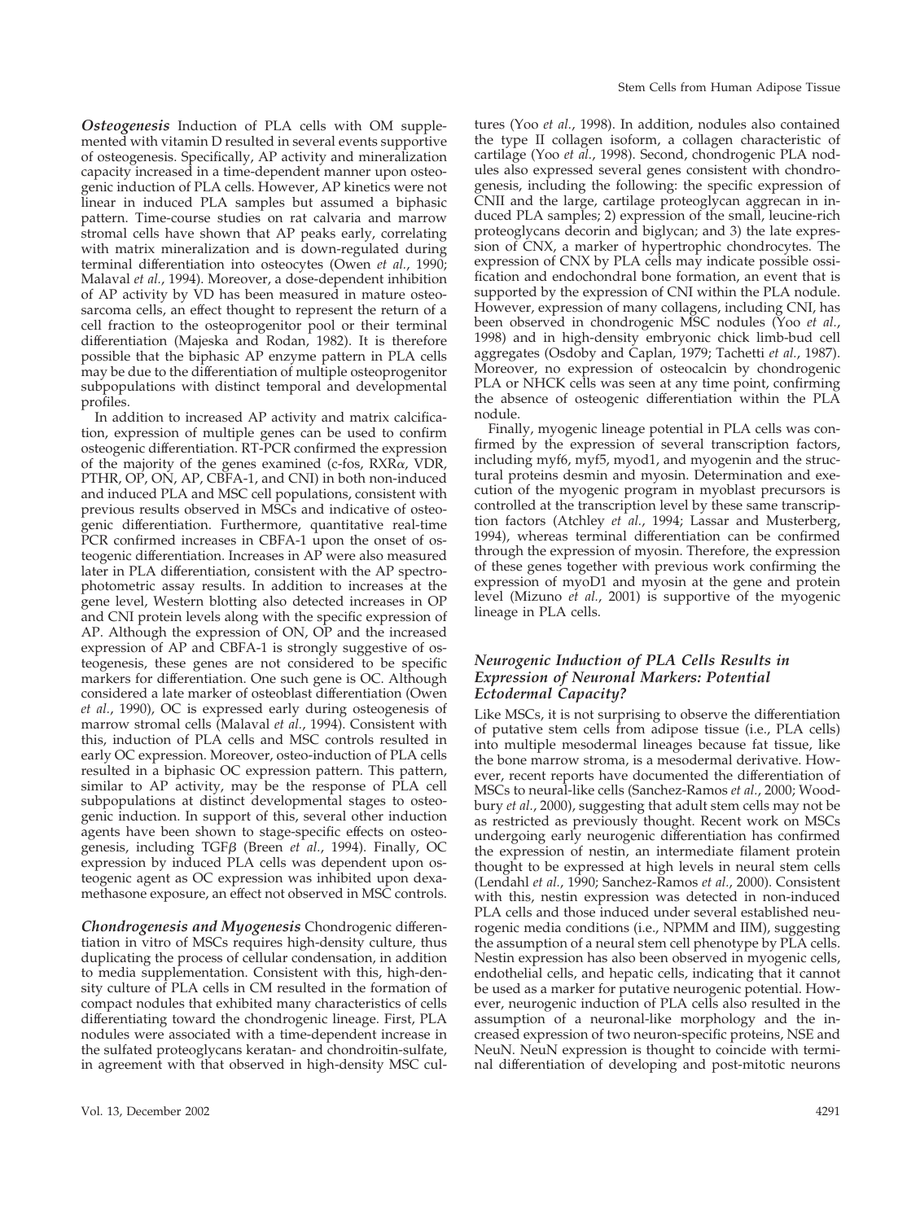***Osteogenesis*** Induction of PLA cells with OM supplemented with vitamin D resulted in several events supportive of osteogenesis. Specifically, AP activity and mineralization capacity increased in a time-dependent manner upon osteogenic induction of PLA cells. However, AP kinetics were not linear in induced PLA samples but assumed a biphasic pattern. Time-course studies on rat calvaria and marrow stromal cells have shown that AP peaks early, correlating with matrix mineralization and is down-regulated during terminal differentiation into osteocytes (Owen *et al.*, 1990; Malaval *et al.*, 1994). Moreover, a dose-dependent inhibition of AP activity by VD has been measured in mature osteosarcoma cells, an effect thought to represent the return of a cell fraction to the osteoprogenitor pool or their terminal differentiation (Majeska and Rodan, 1982). It is therefore possible that the biphasic AP enzyme pattern in PLA cells may be due to the differentiation of multiple osteoprogenitor subpopulations with distinct temporal and developmental profiles.

In addition to increased AP activity and matrix calcification, expression of multiple genes can be used to confirm osteogenic differentiation. RT-PCR confirmed the expression of the majority of the genes examined (c-fos, RXRα, VDR, PTHR, OP, ON, AP, CBFA-1, and CNI) in both non-induced and induced PLA and MSC cell populations, consistent with previous results observed in MSCs and indicative of osteogenic differentiation. Furthermore, quantitative real-time PCR confirmed increases in CBFA-1 upon the onset of osteogenic differentiation. Increases in AP were also measured later in PLA differentiation, consistent with the AP spectrophotometric assay results. In addition to increases at the gene level, Western blotting also detected increases in OP and CNI protein levels along with the specific expression of AP. Although the expression of ON, OP and the increased expression of AP and CBFA-1 is strongly suggestive of osteogenesis, these genes are not considered to be specific markers for differentiation. One such gene is OC. Although considered a late marker of osteoblast differentiation (Owen *et al.*, 1990), OC is expressed early during osteogenesis of marrow stromal cells (Malaval *et al.*, 1994). Consistent with this, induction of PLA cells and MSC controls resulted in early OC expression. Moreover, osteo-induction of PLA cells resulted in a biphasic OC expression pattern. This pattern, similar to AP activity, may be the response of PLA cell subpopulations at distinct developmental stages to osteogenic induction. In support of this, several other induction agents have been shown to stage-specific effects on osteogenesis, including TGFβ (Breen *et al.*, 1994). Finally, OC expression by induced PLA cells was dependent upon osteogenic agent as OC expression was inhibited upon dexamethasone exposure, an effect not observed in MSC controls.

***Chondrogenesis and Myogenesis*** Chondrogenic differentiation in vitro of MSCs requires high-density culture, thus duplicating the process of cellular condensation, in addition to media supplementation. Consistent with this, high-density culture of PLA cells in CM resulted in the formation of compact nodules that exhibited many characteristics of cells differentiating toward the chondrogenic lineage. First, PLA nodules were associated with a time-dependent increase in the sulfated proteoglycans keratan- and chondroitin-sulfate, in agreement with that observed in high-density MSC cultures (Yoo *et al.*, 1998). In addition, nodules also contained the type II collagen isoform, a collagen characteristic of cartilage (Yoo *et al.*, 1998). Second, chondrogenic PLA nodules also expressed several genes consistent with chondrogenesis, including the following: the specific expression of CNII and the large, cartilage proteoglycan aggrecan in induced PLA samples; 2) expression of the small, leucine-rich proteoglycans decorin and biglycan; and 3) the late expression of CNX, a marker of hypertrophic chondrocytes. The expression of CNX by PLA cells may indicate possible ossification and endochondral bone formation, an event that is supported by the expression of CNI within the PLA nodule. However, expression of many collagens, including CNI, has been observed in chondrogenic MSC nodules (Yoo *et al.*, 1998) and in high-density embryonic chick limb-bud cell aggregates (Osdoby and Caplan, 1979; Tachetti *et al.*, 1987). Moreover, no expression of osteocalcin by chondrogenic PLA or NHCK cells was seen at any time point, confirming the absence of osteogenic differentiation within the PLA nodule.

Finally, myogenic lineage potential in PLA cells was confirmed by the expression of several transcription factors, including myf6, myf5, myod1, and myogenin and the structural proteins desmin and myosin. Determination and execution of the myogenic program in myoblast precursors is controlled at the transcription level by these same transcription factors (Atchley *et al.*, 1994; Lassar and Musterberg, 1994), whereas terminal differentiation can be confirmed through the expression of myosin. Therefore, the expression of these genes together with previous work confirming the expression of myoD1 and myosin at the gene and protein level (Mizuno *et al.*, 2001) is supportive of the myogenic lineage in PLA cells.

### *Neurogenic Induction of PLA Cells Results in Expression of Neuronal Markers: Potential Ectodermal Capacity?*

Like MSCs, it is not surprising to observe the differentiation of putative stem cells from adipose tissue (i.e., PLA cells) into multiple mesodermal lineages because fat tissue, like the bone marrow stroma, is a mesodermal derivative. However, recent reports have documented the differentiation of MSCs to neural-like cells (Sanchez-Ramos *et al.*, 2000; Woodbury *et al.*, 2000), suggesting that adult stem cells may not be as restricted as previously thought. Recent work on MSCs undergoing early neurogenic differentiation has confirmed the expression of nestin, an intermediate filament protein thought to be expressed at high levels in neural stem cells (Lendahl *et al.*, 1990; Sanchez-Ramos *et al.*, 2000). Consistent with this, nestin expression was detected in non-induced PLA cells and those induced under several established neurogenic media conditions (i.e., NPMM and IIM), suggesting the assumption of a neural stem cell phenotype by PLA cells. Nestin expression has also been observed in myogenic cells, endothelial cells, and hepatic cells, indicating that it cannot be used as a marker for putative neurogenic potential. However, neurogenic induction of PLA cells also resulted in the assumption of a neuronal-like morphology and the increased expression of two neuron-specific proteins, NSE and NeuN. NeuN expression is thought to coincide with terminal differentiation of developing and post-mitotic neurons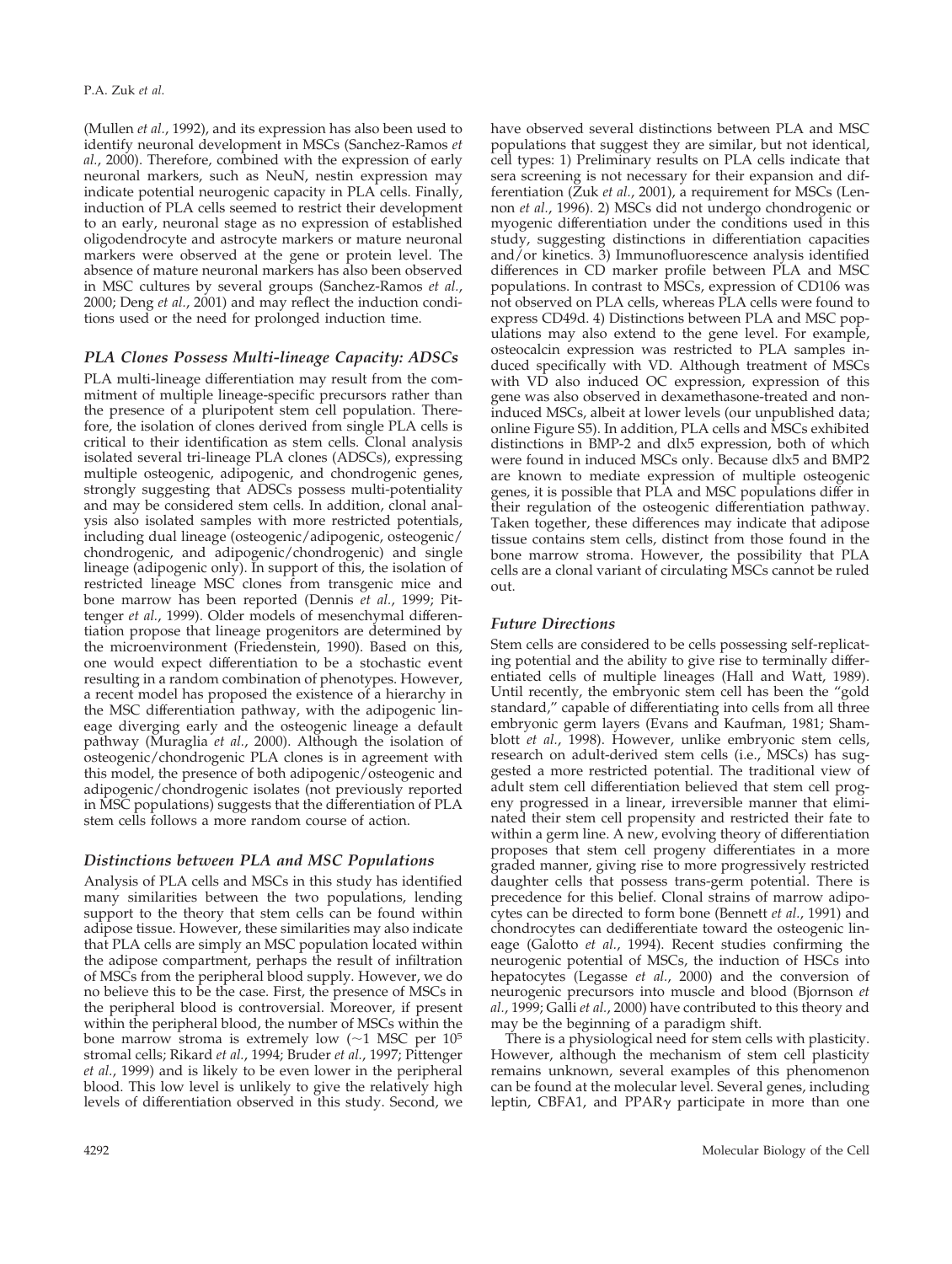(Mullen *et al.*, 1992), and its expression has also been used to identify neuronal development in MSCs (Sanchez-Ramos *et al.*, 2000). Therefore, combined with the expression of early neuronal markers, such as NeuN, nestin expression may indicate potential neurogenic capacity in PLA cells. Finally, induction of PLA cells seemed to restrict their development to an early, neuronal stage as no expression of established oligodendrocyte and astrocyte markers or mature neuronal markers were observed at the gene or protein level. The absence of mature neuronal markers has also been observed in MSC cultures by several groups (Sanchez-Ramos *et al.*, 2000; Deng *et al.*, 2001) and may reflect the induction conditions used or the need for prolonged induction time.

### *PLA Clones Possess Multi-lineage Capacity: ADSCs*

PLA multi-lineage differentiation may result from the commitment of multiple lineage-specific precursors rather than the presence of a pluripotent stem cell population. Therefore, the isolation of clones derived from single PLA cells is critical to their identification as stem cells. Clonal analysis isolated several tri-lineage PLA clones (ADSCs), expressing multiple osteogenic, adipogenic, and chondrogenic genes, strongly suggesting that ADSCs possess multi-potentiality and may be considered stem cells. In addition, clonal analysis also isolated samples with more restricted potentials, including dual lineage (osteogenic/adipogenic, osteogenic/chondrogenic, and adipogenic/chondrogenic) and single lineage (adipogenic only). In support of this, the isolation of restricted lineage MSC clones from transgenic mice and bone marrow has been reported (Dennis *et al.*, 1999; Pittenger *et al.*, 1999). Older models of mesenchymal differentiation propose that lineage progenitors are determined by the microenvironment (Friedenstein, 1990). Based on this, one would expect differentiation to be a stochastic event resulting in a random combination of phenotypes. However, a recent model has proposed the existence of a hierarchy in the MSC differentiation pathway, with the adipogenic lineage diverging early and the osteogenic lineage a default pathway (Muraglia *et al.*, 2000). Although the isolation of osteogenic/chondrogenic PLA clones is in agreement with this model, the presence of both adipogenic/osteogenic and adipogenic/chondrogenic isolates (not previously reported in MSC populations) suggests that the differentiation of PLA stem cells follows a more random course of action.

### *Distinctions between PLA and MSC Populations*

Analysis of PLA cells and MSCs in this study has identified many similarities between the two populations, lending support to the theory that stem cells can be found within adipose tissue. However, these similarities may also indicate that PLA cells are simply an MSC population located within the adipose compartment, perhaps the result of infiltration of MSCs from the peripheral blood supply. However, we do no believe this to be the case. First, the presence of MSCs in the peripheral blood is controversial. Moreover, if present within the peripheral blood, the number of MSCs within the bone marrow stroma is extremely low (~1 MSC per $10^5$ stromal cells; Rikard *et al.*, 1994; Bruder *et al.*, 1997; Pittenger *et al.*, 1999) and is likely to be even lower in the peripheral blood. This low level is unlikely to give the relatively high levels of differentiation observed in this study. Second, we have observed several distinctions between PLA and MSC populations that suggest they are similar, but not identical, cell types: 1) Preliminary results on PLA cells indicate that sera screening is not necessary for their expansion and differentiation (Zuk *et al.*, 2001), a requirement for MSCs (Lennon *et al.*, 1996). 2) MSCs did not undergo chondrogenic or myogenic differentiation under the conditions used in this study, suggesting distinctions in differentiation capacities and/or kinetics. 3) Immunofluorescence analysis identified differences in CD marker profile between PLA and MSC populations. In contrast to MSCs, expression of CD106 was not observed on PLA cells, whereas PLA cells were found to express CD49d. 4) Distinctions between PLA and MSC populations may also extend to the gene level. For example, osteocalcin expression was restricted to PLA samples induced specifically with VD. Although treatment of MSCs with VD also induced OC expression, expression of this gene was also observed in dexamethasone-treated and non-induced MSCs, albeit at lower levels (our unpublished data; online Figure S5). In addition, PLA cells and MSCs exhibited distinctions in BMP-2 and dlx5 expression, both of which were found in induced MSCs only. Because dlx5 and BMP2 are known to mediate expression of multiple osteogenic genes, it is possible that PLA and MSC populations differ in their regulation of the osteogenic differentiation pathway. Taken together, these differences may indicate that adipose tissue contains stem cells, distinct from those found in the bone marrow stroma. However, the possibility that PLA cells are a clonal variant of circulating MSCs cannot be ruled out.

### *Future Directions*

Stem cells are considered to be cells possessing self-replicating potential and the ability to give rise to terminally differentiated cells of multiple lineages (Hall and Watt, 1989). Until recently, the embryonic stem cell has been the "gold standard," capable of differentiating into cells from all three embryonic germ layers (Evans and Kaufman, 1981; Shamblott *et al.*, 1998). However, unlike embryonic stem cells, research on adult-derived stem cells (i.e., MSCs) has suggested a more restricted potential. The traditional view of adult stem cell differentiation believed that stem cell progeny progressed in a linear, irreversible manner that eliminated their stem cell propensity and restricted their fate to within a germ line. A new, evolving theory of differentiation proposes that stem cell progeny differentiates in a more graded manner, giving rise to more progressively restricted daughter cells that possess trans-germ potential. There is precedence for this belief. Clonal strains of marrow adipocytes can be directed to form bone (Bennett *et al.*, 1991) and chondrocytes can dedifferentiate toward the osteogenic lineage (Galotto *et al.*, 1994). Recent studies confirming the neurogenic potential of MSCs, the induction of HSCs into hepatocytes (Legasse *et al.*, 2000) and the conversion of neurogenic precursors into muscle and blood (Bjornson *et al.*, 1999; Galli *et al.*, 2000) have contributed to this theory and may be the beginning of a paradigm shift.

There is a physiological need for stem cells with plasticity. However, although the mechanism of stem cell plasticity remains unknown, several examples of this phenomenon can be found at the molecular level. Several genes, including leptin, CBFA1, and PPARγ participate in more than one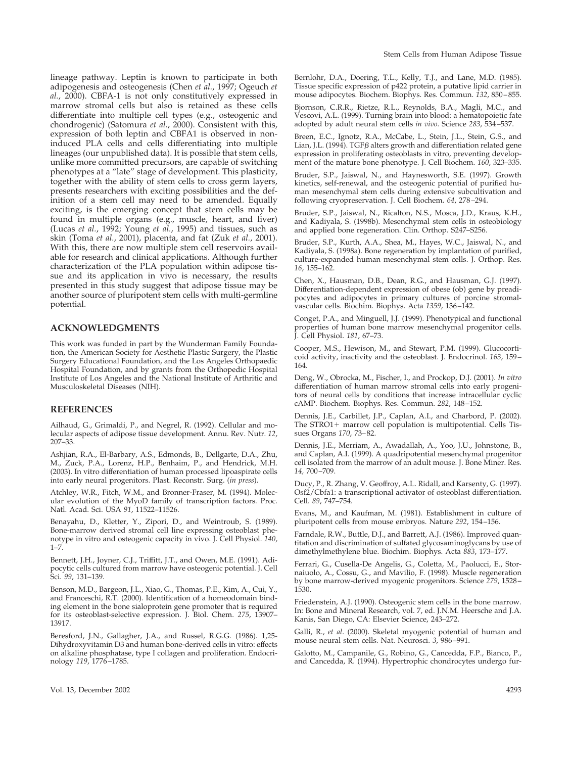lineage pathway. Leptin is known to participate in both adipogenesis and osteogenesis (Chen *et al.*, 1997; Ogeuch *et al.*, 2000). CBFA-1 is not only constitutively expressed in marrow stromal cells but also is retained as these cells differentiate into multiple cell types (e.g., osteogenic and chondrogenic) (Satomura *et al.*, 2000). Consistent with this, expression of both leptin and CBFA1 is observed in noninduced PLA cells and cells differentiating into multiple lineages (our unpublished data). It is possible that stem cells, unlike more committed precursors, are capable of switching phenotypes at a "late" stage of development. This plasticity, together with the ability of stem cells to cross germ layers, presents researchers with exciting possibilities and the definition of a stem cell may need to be amended. Equally exciting, is the emerging concept that stem cells may be found in multiple organs (e.g., muscle, heart, and liver) (Lucas *et al.*, 1992; Young *et al.*, 1995) and tissues, such as skin (Toma *et al.*, 2001), placenta, and fat (Zuk *et al.*, 2001). With this, there are now multiple stem cell reservoirs available for research and clinical applications. Although further characterization of the PLA population within adipose tissue and its application in vivo is necessary, the results presented in this study suggest that adipose tissue may be another source of pluripotent stem cells with multi-germline potential.

## ACKNOWLEDGMENTS

This work was funded in part by the Wunderman Family Foundation, the American Society for Aesthetic Plastic Surgery, the Plastic Surgery Educational Foundation, and the Los Angeles Orthopaedic Hospital Foundation, and by grants from the Orthopedic Hospital Institute of Los Angeles and the National Institute of Arthritic and Musculoskeletal Diseases (NIH).

## REFERENCES

Ailhaud, G., Grimaldi, P., and Negrel, R. (1992). Cellular and molecular aspects of adipose tissue development. Annu. Rev. Nutr. *12*, 207–33.

Ashjian, R.A., El-Barbary, A.S., Edmonds, B., Dellgarte, D.A., Zhu, M., Zuck, P.A., Lorenz, H.P., Benhaim, P., and Hendrick, M.H. (2003). In vitro differentiation of human processed lipoaspirate cells into early neural progenitors. Plast. Reconstr. Surg. (*in press*).

Atchley, W.R., Fitch, W.M., and Bronner-Fraser, M. (1994). Molecular evolution of the MyoD family of transcription factors. Proc. Natl. Acad. Sci. USA *91*, 11522–11526.

Benayahu, D., Kletter, Y., Zipori, D., and Weintroub, S. (1989). Bone-marrow derived stromal cell line expressing osteoblast phenotype in vitro and osteogenic capacity in vivo. J. Cell Physiol. *140*, 1–7.

Bennett, J.H., Joyner, C.J., Triffitt, J.T., and Owen, M.E. (1991). Adipocytic cells cultured from marrow have osteogenic potential. J. Cell Sci. *99*, 131–139.

Benson, M.D., Bargeon, J.L., Xiao, G., Thomas, P.E., Kim, A., Cui, Y., and Franceschi, R.T. (2000). Identification of a homeodomain binding element in the bone sialoprotein gene promoter that is required for its osteoblast-selective expression. J. Biol. Chem. *275*, 13907–13917.

Beresford, J.N., Gallagher, J.A., and Russel, R.G.G. (1986). 1,25-Dihydroxyvitamin D3 and human bone-derived cells in vitro: effects on alkaline phosphatase, type I collagen and proliferation. Endocrinology *119*, 1776–1785.

Bernlohr, D.A., Doering, T.L., Kelly, T.J., and Lane, M.D. (1985). Tissue specific expression of p422 protein, a putative lipid carrier in mouse adipocytes. Biochem. Biophys. Res. Commun. *132*, 850–855.

Bjornson, C.R.R., Rietze, R.L., Reynolds, B.A., Magli, M.C., and Vescovi, A.L. (1999). Turning brain into blood: a hematopoietic fate adopted by adult neural stem cells *in vivo*. Science *283*, 534–537.

Breen, E.C., Ignotz, R.A., McCabe, L., Stein, J.L., Stein, G.S., and Lian, J.L. (1994). TGF$\beta$ alters growth and differentiation related gene expression in proliferating osteoblasts in vitro, preventing development of the mature bone phenotype. J. Cell Biochem. *160*, 323–335.

Bruder, S.P., Jaiswal, N., and Haynesworth, S.E. (1997). Growth kinetics, self-renewal, and the osteogenic potential of purified human mesenchymal stem cells during extensive subcultivation and following cryopreservation. J. Cell Biochem. *64*, 278–294.

Bruder, S.P., Jaiswal, N., Ricalton, N.S., Mosca, J.D., Kraus, K.H., and Kadiyala, S. (1998b). Mesenchymal stem cells in osteobiology and applied bone regeneration. Clin. Orthop. S247–S256.

Bruder, S.P., Kurth, A.A., Shea, M., Hayes, W.C., Jaiswal, N., and Kadiyala, S. (1998a). Bone regeneration by implantation of purified, culture-expanded human mesenchymal stem cells. J. Orthop. Res. *16*, 155–162.

Chen, X., Hausman, D.B., Dean, R.G., and Hausman, G.J. (1997). Differentiation-dependent expression of obese (ob) gene by preadipocytes and adipocytes in primary cultures of porcine stromal-vascular cells. Biochim. Biophys. Acta *1359*, 136–142.

Conget, P.A., and Minguell, J.J. (1999). Phenotypical and functional properties of human bone marrow mesenchymal progenitor cells. J. Cell Physiol. *181*, 67–73.

Cooper, M.S., Hewison, M., and Stewart, P.M. (1999). Glucocorticoid activity, inactivity and the osteoblast. J. Endocrinol. *163*, 159–164.

Deng, W., Obrocka, M., Fischer, I., and Prockop, D.J. (2001). *In vitro* differentiation of human marrow stromal cells into early progenitors of neural cells by conditions that increase intracellular cyclic cAMP. Biochem. Biophys. Res. Commun. *282*, 148–152.

Dennis, J.E., Carbillet, J.P., Caplan, A.I., and Charbord, P. (2002). The STRO1+ marrow cell population is multipotential. Cells Tissues Organs *170*, 73–82.

Dennis, J.E., Merriam, A., Awadallah, A., Yoo, J.U., Johnstone, B., and Caplan, A.I. (1999). A quadripotential mesenchymal progenitor cell isolated from the marrow of an adult mouse. J. Bone Miner. Res. *14,* 700–709.

Ducy, P., R. Zhang, V. Geoffroy, A.L. Ridall, and Karsenty, G. (1997). Osf2/Cbfa1: a transcriptional activator of osteoblast differentiation. Cell. *89*, 747–754.

Evans, M., and Kaufman, M. (1981). Establishment in culture of pluripotent cells from mouse embryos. Nature *292*, 154–156.

Farndale, R.W., Buttle, D.J., and Barrett, A.J. (1986). Improved quantitation and discrimination of sulfated glycosaminoglycans by use of dimethylmethylene blue. Biochim. Biophys. Acta *883*, 173–177.

Ferrari, G., Cusella-De Angelis, G., Coletta, M., Paolucci, E., Stornaiuolo, A., Cossu, G., and Mavilio, F. (1998). Muscle regeneration by bone marrow-derived myogenic progenitors. Science *279*, 1528–1530.

Friedenstein, A.J. (1990). Osteogenic stem cells in the bone marrow. In: Bone and Mineral Research, vol. 7, ed. J.N.M. Heersche and J.A. Kanis, San Diego, CA: Elsevier Science, 243–272.

Galli, R., *et al*. (2000). Skeletal myogenic potential of human and mouse neural stem cells. Nat. Neurosci. *3*, 986–991.

Galotto, M., Campanile, G., Robino, G., Cancedda, F.P., Bianco, P., and Cancedda, R. (1994). Hypertrophic chondrocytes undergo fur-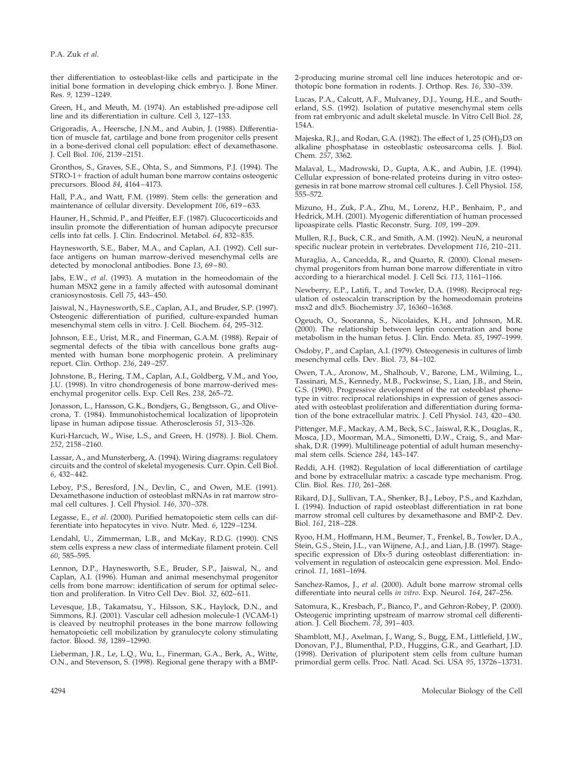ther differentiation to osteoblast-like cells and participate in the initial bone formation in developing chick embryo. J. Bone Miner. Res. *9*, 1239–1249.

Green, H., and Meuth, M. (1974). An established pre-adipose cell line and its differentiation in culture. Cell *3*, 127–133.

Grigoradis, A., Heersche, J.N.M., and Aubin, J. (1988). Differentiation of muscle fat, cartilage and bone from progenitor cells present in a bone-derived clonal cell population: effect of dexamethasone. J. Cell Biol. *106*, 2139–2151.

Gronthos, S., Graves, S.E., Ohta, S., and Simmons, P.J. (1994). The STRO-1+ fraction of adult human bone marrow contains osteogenic precursors. Blood *84*, 4164–4173.

Hall, P.A., and Watt, F.M. (1989). Stem cells: the generation and maintenance of cellular diversity. Development *106*, 619–633.

Hauner, H., Schmid, P., and Pfeiffer, E.F. (1987). Glucocorticoids and insulin promote the differentiation of human adipocyte precursor cells into fat cells. J. Clin. Endocrinol. Metabol. *64*, 832–835.

Haynesworth, S.E., Baber, M.A., and Caplan, A.I. (1992). Cell surface antigens on human marrow-derived mesenchymal cells are detected by monoclonal antibodies. Bone *13*, 69–80.

Jabs, E.W., *et al.* (1993). A mutation in the homeodomain of the human MSX2 gene in a family affected with autosomal dominant craniosynostosis. Cell *75*, 443–450.

Jaiswal, N., Haynesworth, S.E., Caplan, A.I., and Bruder, S.P. (1997). Osteogenic differentiation of purified, culture-expanded human mesenchymal stem cells in vitro. J. Cell. Biochem. *64*, 295–312.

Johnson, E.E., Urist, M.R., and Finerman, G.A.M. (1988). Repair of segmental defects of the tibia with cancellous bone grafts augmented with human bone morphogenic protein. A preliminary report. Clin. Orthop. *236*, 249–257.

Johnstone, B., Hering, T.M., Caplan, A.I., Goldberg, V.M., and Yoo, J.U. (1998). In vitro chondrogenesis of bone marrow-derived mesenchymal progenitor cells. Exp. Cell Res. *238*, 265–72.

Jonasson, L., Hansson, G.K., Bondjers, G., Bengtsson, G., and Olivecrona, T. (1984). Immunohistochemical localization of lipoprotein lipase in human adipose tissue. Atherosclerosis *51*, 313–326.

Kuri-Harcuch, W., Wise, L.S., and Green, H. (1978). J. Biol. Chem. *252*, 2158–2160.

Lassar, A., and Munsterberg, A. (1994). Wiring diagrams: regulatory circuits and the control of skeletal myogenesis. Curr. Opin. Cell Biol. *6*, 432–442.

Leboy, P.S., Beresford, J.N., Devlin, C., and Owen, M.E. (1991). Dexamethasone induction of osteoblast mRNAs in rat marrow stromal cell cultures. J. Cell Physiol. *146*, 370–378.

Legasse, E., *et al.* (2000). Purified hematopoietic stem cells can differentiate into hepatocytes in vivo. Nutr. Med. *6*, 1229–1234.

Lendahl, U., Zimmerman, L.B., and McKay, R.D.G. (1990). CNS stem cells express a new class of intermediate filament protein. Cell *60*, 585–595.

Lennon, D.P., Haynesworth, S.E., Bruder, S.P., Jaiswal, N., and Caplan, A.I. (1996). Human and animal mesenchymal progenitor cells from bone marrow: identification of serum for optimal selection and proliferation. In Vitro Cell Dev. Biol. *32*, 602–611.

Levesque, J.B., Takamatsu, Y., Hilsson, S.K., Haylock, D.N., and Simmons, R.J. (2001). Vascular cell adhesion molecule-1 (VCAM-1) is cleaved by neutrophil proteases in the bone marrow following hematopoietic cell mobilization by granulocyte colony stimulating factor. Blood. *98*, 1289–12990.

Lieberman, J.R., Le, L.Q., Wu, L., Finerman, G.A., Berk, A., Witte, O.N., and Stevenson, S. (1998). Regional gene therapy with a BMP-2-producing murine stromal cell line induces heterotopic and orthotopic bone formation in rodents. J. Orthop. Res. *16*, 330–339.

Lucas, P.A., Calcutt, A.F., Mulvaney, D.J., Young, H.E., and Southerland, S.S. (1992). Isolation of putative mesenchymal stem cells from rat embryonic and adult skeletal muscle. In Vitro Cell Biol. *28*, 154A.

Majeska, R.J., and Rodan, G.A. (1982). The effect of 1, 25 $(OH)_2D3$ on alkaline phosphatase in osteoblastic osteosarcoma cells. J. Biol. Chem. *257*, 3362.

Malaval, L., Madrowski, D., Gupta, A.K., and Aubin, J.E. (1994). Cellular expression of bone-related proteins during in vitro osteogenesis in rat bone marrow stromal cell cultures. J. Cell Physiol. *158*, 555–572.

Mizuno, H., Zuk, P.A., Zhu, M., Lorenz, H.P., Benhaim, P., and Hedrick, M.H. (2001). Myogenic differentiation of human processed lipoaspirate cells. Plastic Reconstr. Surg. *109*, 199–209.

Mullen, R.J., Buck, C.R., and Smith, A.M. (1992). NeuN, a neuronal specific nuclear protein in vertebrates. Development *116*, 210–211.

Muraglia, A., Cancedda, R., and Quarto, R. (2000). Clonal mesenchymal progenitors from human bone marrow differentiate in vitro according to a hierarchical model. J. Cell Sci. *113*, 1161–1166.

Newberry, E.P., Latifi, T., and Towler, D.A. (1998). Reciprocal regulation of osteocalcin transcription by the homeodomain proteins msx2 and dlx5. Biochemistry *37*, 16360–16368.

Ogeuch, O., Sooranna, S., Nicolaides, K.H., and Johnson, M.R. (2000). The relationship between leptin concentration and bone metabolism in the human fetus. J. Clin. Endo. Meta. *85*, 1997–1999.

Osdoby, P., and Caplan, A.I. (1979). Osteogenesis in cultures of limb mesenchymal cells. Dev. Biol. *73*, 84–102.

Owen, T.A., Aronow, M., Shalhoub, V., Barone, L.M., Wilming, L., Tassinari, M.S., Kennedy, M.B., Pockwinse, S., Lian, J.B., and Stein, G.S. (1990). Progressive development of the rat osteoblast phenotype in vitro: reciprocal relationships in expression of genes associated with osteoblast proliferation and differentiation during formation of the bone extracellular matrix. J. Cell Physiol. *143*, 420–430.

Pittenger, M.F., Mackay, A.M., Beck, S.C., Jaiswal, R.K., Douglas, R., Mosca, J.D., Moorman, M.A., Simonetti, D.W., Craig, S., and Marshak, D.R. (1999). Multilineage potential of adult human mesenchymal stem cells. Science *284*, 143–147.

Reddi, A.H. (1982). Regulation of local differentiation of cartilage and bone by extracellular matrix: a cascade type mechanism. Prog. Clin. Biol. Res. *110*, 261–268.

Rikard, D.J., Sullivan, T.A., Shenker, B.J., Leboy, P.S., and Kazhdan, I. (1994). Induction of rapid osteoblast differentiation in rat bone marrow stromal cell cultures by dexamethasone and BMP-2. Dev. Biol. *161*, 218–228.

Ryoo, H.M., Hoffmann, H.M., Beumer, T., Frenkel, B., Towler, D.A., Stein, G.S., Stein, J.L., van Wijnene, A.J., and Lian, J.B. (1997). Stage-specific expression of Dlx-5 during osteoblast differentiation: involvement in regulation of osteocalcin gene expression. Mol. Endocrinol. *11*, 1681–1694.

Sanchez-Ramos, J., *et al.* (2000). Adult bone marrow stromal cells differentiate into neural cells *in vitro*. Exp. Neurol. *164*, 247–256.

Satomura, K., Kresbach, P., Bianco, P., and Gehron-Robey, P. (2000). Osteogenic imprinting upstream of marrow stromal cell differentiation. J. Cell Biochem. *78*, 391–403.

Shamblott, M.J., Axelman, J., Wang, S., Bugg, E.M., Littlefield, J.W., Donovan, P.J., Blumenthal, P.D., Huggins, G.R., and Gearhart, J.D. (1998). Derivation of pluripotent stem cells from culture human primordial germ cells. Proc. Natl. Acad. Sci. USA *95*, 13726–13731.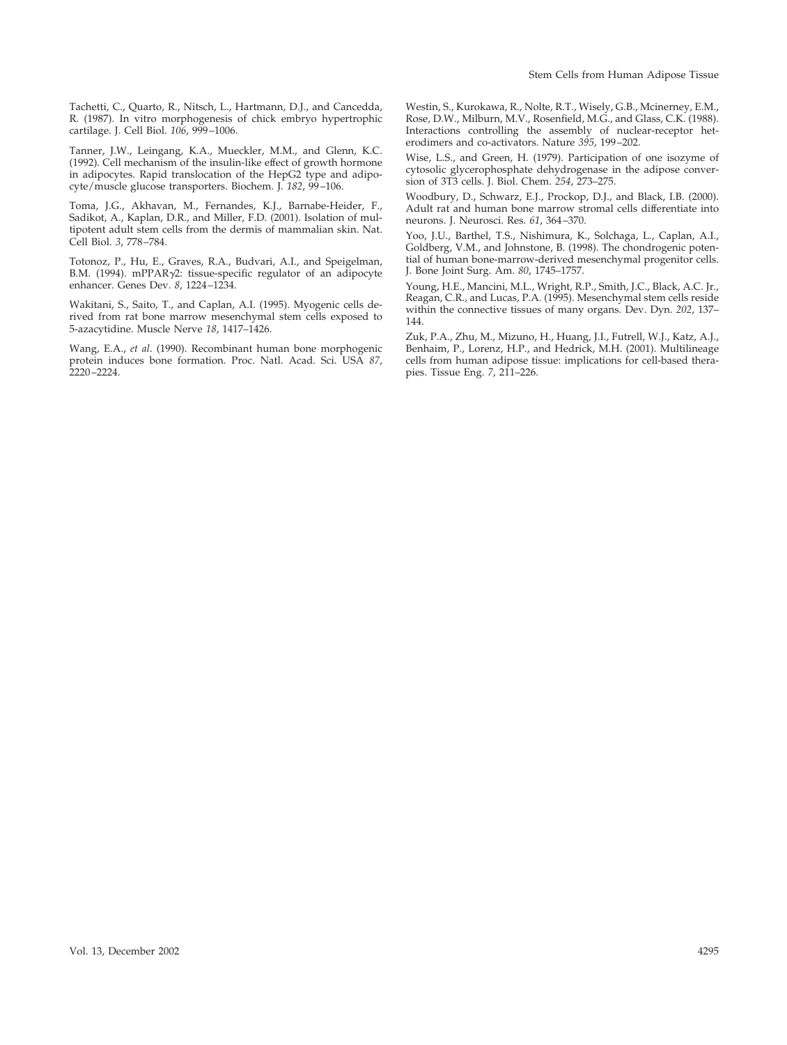Tachetti, C., Quarto, R., Nitsch, L., Hartmann, D.J., and Cancedda, R. (1987). In vitro morphogenesis of chick embryo hypertrophic cartilage. J. Cell Biol. *106*, 999–1006.

Tanner, J.W., Leingang, K.A., Mueckler, M.M., and Glenn, K.C. (1992). Cell mechanism of the insulin-like effect of growth hormone in adipocytes. Rapid translocation of the HepG2 type and adipocyte/muscle glucose transporters. Biochem. J. *182*, 99–106.

Toma, J.G., Akhavan, M., Fernandes, K.J., Barnabe-Heider, F., Sadikot, A., Kaplan, D.R., and Miller, F.D. (2001). Isolation of multipotent adult stem cells from the dermis of mammalian skin. Nat. Cell Biol. *3*, 778–784.

Totonoz, P., Hu, E., Graves, R.A., Budvari, A.I., and Speigelman, B.M. (1994). mPPAR$\gamma$2: tissue-specific regulator of an adipocyte enhancer. Genes Dev. *8*, 1224–1234.

Wakitani, S., Saito, T., and Caplan, A.I. (1995). Myogenic cells derived from rat bone marrow mesenchymal stem cells exposed to 5-azacytidine. Muscle Nerve *18*, 1417–1426.

Wang, E.A., *et al*. (1990). Recombinant human bone morphogenic protein induces bone formation. Proc. Natl. Acad. Sci. USA *87*, 2220–2224.

Westin, S., Kurokawa, R., Nolte, R.T., Wisely, G.B., Mcinerney, E.M., Rose, D.W., Milburn, M.V., Rosenfield, M.G., and Glass, C.K. (1988). Interactions controlling the assembly of nuclear-receptor heterodimers and co-activators. Nature *395*, 199–202.

Wise, L.S., and Green, H. (1979). Participation of one isozyme of cytosolic glycerophosphate dehydrogenase in the adipose conversion of 3T3 cells. J. Biol. Chem. *254*, 273–275.

Woodbury, D., Schwarz, E.J., Prockop, D.J., and Black, I.B. (2000). Adult rat and human bone marrow stromal cells differentiate into neurons. J. Neurosci. Res. *61*, 364–370.

Yoo, J.U., Barthel, T.S., Nishimura, K., Solchaga, L., Caplan, A.I., Goldberg, V.M., and Johnstone, B. (1998). The chondrogenic potential of human bone-marrow-derived mesenchymal progenitor cells. J. Bone Joint Surg. Am. *80*, 1745–1757.

Young, H.E., Mancini, M.L., Wright, R.P., Smith, J.C., Black, A.C. Jr., Reagan, C.R., and Lucas, P.A. (1995). Mesenchymal stem cells reside within the connective tissues of many organs. Dev. Dyn. *202*, 137–144.

Zuk, P.A., Zhu, M., Mizuno, H., Huang, J.I., Futrell, W.J., Katz, A.J., Benhaim, P., Lorenz, H.P., and Hedrick, M.H. (2001). Multilineage cells from human adipose tissue: implications for cell-based therapies. Tissue Eng. *7*, 211–226.